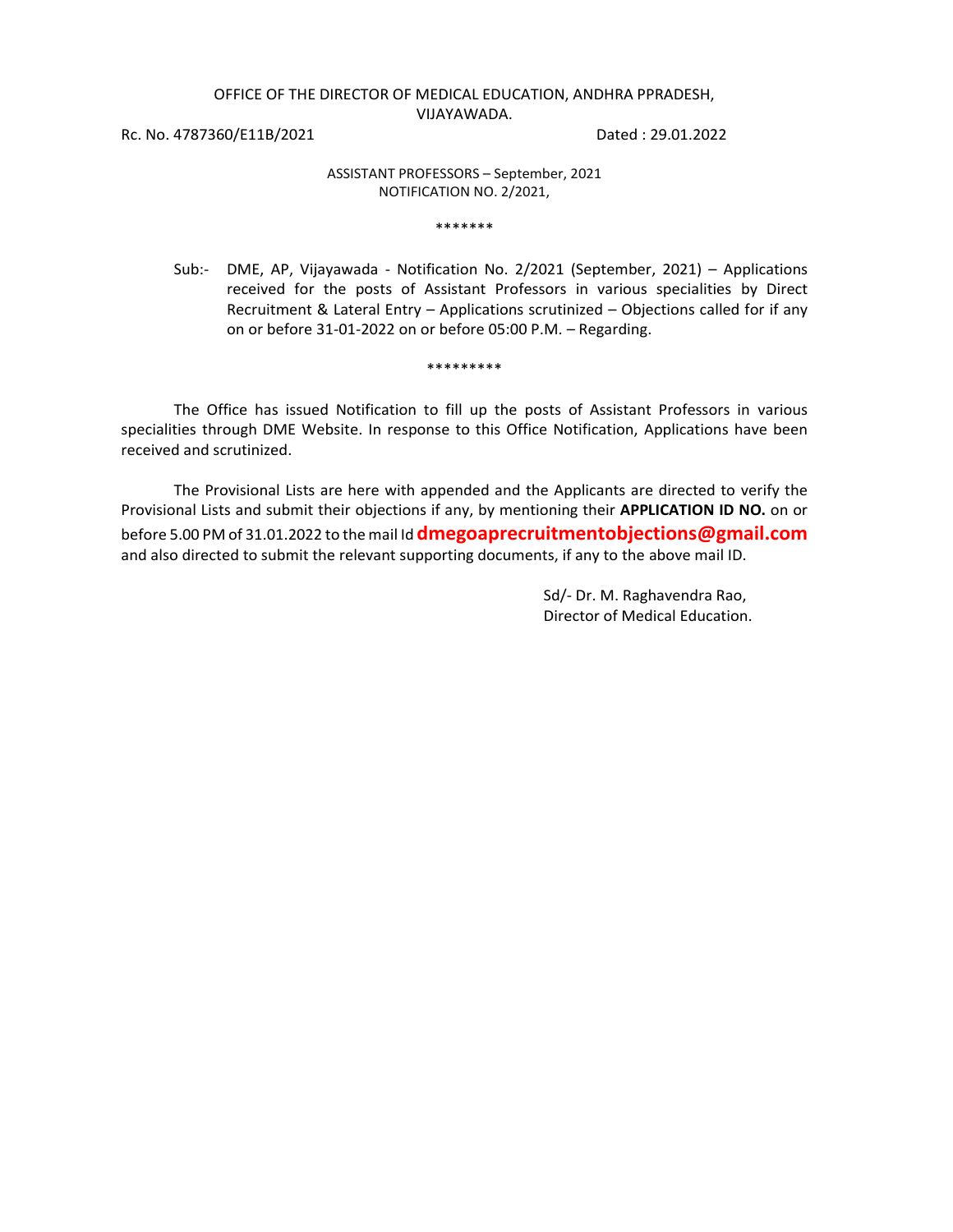OFFICE OF THE DIRECTOR OF MEDICAL EDUCATION, ANDHRA PPRADESH, VIJAYAWADA.

Rc. No. 4787360/E11B/2021 Dated : 29.01.2022

ASSISTANT PROFESSORS – September, 2021
NOTIFICATION NO. 2/2021,

*******

Sub:- DME, AP, Vijayawada - Notification No. 2/2021 (September, 2021) – Applications received for the posts of Assistant Professors in various specialities by Direct Recruitment & Lateral Entry – Applications scrutinized – Objections called for if any on or before 31-01-2022 on or before 05:00 P.M. – Regarding.

*********

The Office has issued Notification to fill up the posts of Assistant Professors in various specialities through DME Website. In response to this Office Notification, Applications have been received and scrutinized.

The Provisional Lists are here with appended and the Applicants are directed to verify the Provisional Lists and submit their objections if any, by mentioning their **APPLICATION ID NO.** on or before 5.00 PM of 31.01.2022 to the mail Id **dmegoaprecruitmentobjections@gmail.com** and also directed to submit the relevant supporting documents, if any to the above mail ID.

Sd/- Dr. M. Raghavendra Rao,
Director of Medical Education.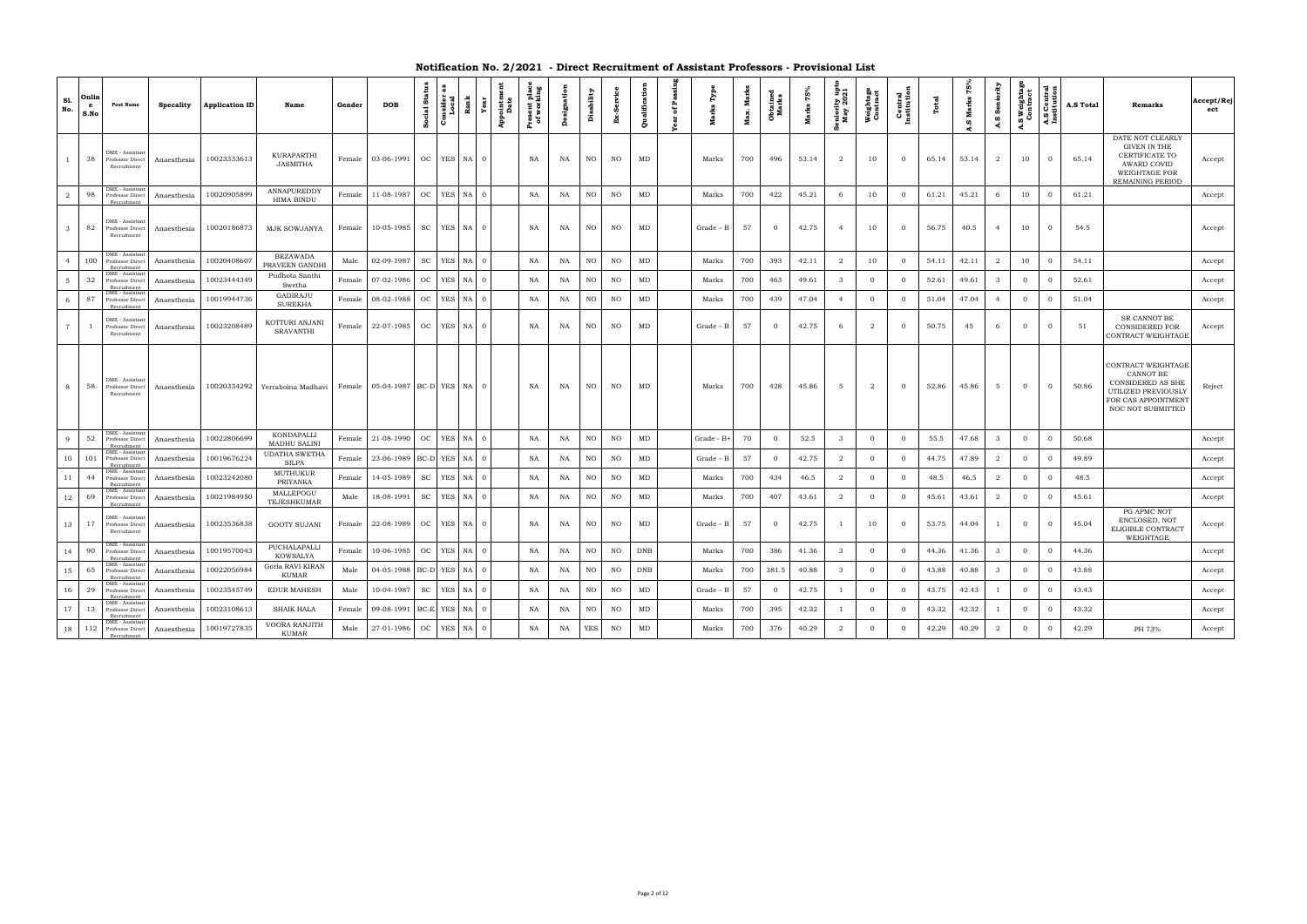# Notification No. 2/2021 - Direct Recruitment of Assistant Professors - Provisional List

| Sl. No. | Online S.No | Post Name | Specality | Application ID | Name | Gender | DOB | Social Status | Consider as Local | Rank | Year | Appointment Date | Present place of working | Designation | Disability | Ex-Service | Qualification | Year of Passing | Marks Type | Max. Marks | Obtained Marks | Marks 75% | Seniority upto May 2021 | Weightage Contract | Central Institution | Total | A.S Marks 75% | A.S Seniority | A.S Weightage Contract | A.S Central Institution | A.S Total | Remarks | Accept/Reject |
|---|---|---|---|---|---|---|---|---|---|---|---|---|---|---|---|---|---|---|---|---|---|---|---|---|---|---|---|---|---|---|---|---|---|
| 1 | 38 | DME - Assistant Professor Direct Recruitment | Anaesthesia | 10023333613 | KURAPARTHI JASMITHA | Female | 03-06-1991 | OC | YES | NA | 0 | | NA | NA | NO | NO | MD | | Marks | 700 | 496 | 53.14 | 2 | 10 | 0 | 65.14 | 53.14 | 2 | 10 | 0 | 65.14 | DATE NOT CLEARLY GIVEN IN THE CERTIFICATE TO AWARD COVID WEIGHTAGE FOR REMAINING PERIOD | Accept |
| 2 | 98 | DME - Assistant Professor Direct Recruitment | Anaesthesia | 10020905899 | ANNAPUREDDY HIMA BINDU | Female | 11-08-1987 | OC | YES | NA | 0 | | NA | NA | NO | NO | MD | | Marks | 700 | 422 | 45.21 | 6 | 10 | 0 | 61.21 | 45.21 | 6 | 10 | 0 | 61.21 | | Accept |
| 3 | 82 | DME - Assistant Professor Direct Recruitment | Anaesthesia | 10020186873 | MJK SOWJANYA | Female | 10-05-1985 | SC | YES | NA | 0 | | NA | NA | NO | NO | MD | | Grade – B | 57 | 0 | 42.75 | 4 | 10 | 0 | 56.75 | 40.5 | 4 | 10 | 0 | 54.5 | | Accept |
| 4 | 100 | DME - Assistant Professor Direct Recruitment | Anaesthesia | 10020408607 | BEZAWADA PRAVEEN GANDHI | Male | 02-09-1987 | SC | YES | NA | 0 | | NA | NA | NO | NO | MD | | Marks | 700 | 393 | 42.11 | 2 | 10 | 0 | 54.11 | 42.11 | 2 | 10 | 0 | 54.11 | | Accept |
| 5 | 32 | DME - Assistant Professor Direct Recruitment | Anaesthesia | 10023444349 | Pudhota Santhi Swetha | Female | 07-02-1986 | OC | YES | NA | 0 | | NA | NA | NO | NO | MD | | Marks | 700 | 463 | 49.61 | 3 | 0 | 0 | 52.61 | 49.61 | 3 | 0 | 0 | 52.61 | | Accept |
| 6 | 87 | DME - Assistant Professor Direct Recruitment | Anaesthesia | 10019944736 | GADIRAJU SUREKHA | Female | 08-02-1988 | OC | YES | NA | 0 | | NA | NA | NO | NO | MD | | Marks | 700 | 439 | 47.04 | 4 | 0 | 0 | 51.04 | 47.04 | 4 | 0 | 0 | 51.04 | | Accept |
| 7 | 1 | DME - Assistant Professor Direct Recruitment | Anaesthesia | 10023208489 | KOTTURI ANJANI SRAVANTHI | Female | 22-07-1985 | OC | YES | NA | 0 | | NA | NA | NO | NO | MD | | Grade – B | 57 | 0 | 42.75 | 6 | 2 | 0 | 50.75 | 45 | 6 | 0 | 0 | 51 | SR CANNOT BE CONSIDERED FOR CONTRACT WEIGHTAGE | Accept |
| 8 | 58 | DME - Assistant Professor Direct Recruitment | Anaesthesia | 10020334292 | Yerraboina Madhavi | Female | 05-04-1987 | BC-D | YES | NA | 0 | | NA | NA | NO | NO | MD | | Marks | 700 | 428 | 45.86 | 5 | 2 | 0 | 52.86 | 45.86 | 5 | 0 | 0 | 50.86 | CONTRACT WEIGHTAGE CANNOT BE CONSIDERED AS SHE UTILIZED PREVIOUSLY FOR CAS APPOINTMENT NOC NOT SUBMITTED | Reject |
| 9 | 52 | DME - Assistant Professor Direct Recruitment | Anaesthesia | 10022806699 | KONDAPALLI MADHU SALINI | Female | 21-08-1990 | OC | YES | NA | 0 | | NA | NA | NO | NO | MD | | Grade – B+ | 70 | 0 | 52.5 | 3 | 0 | 0 | 55.5 | 47.68 | 3 | 0 | 0 | 50.68 | | Accept |
| 10 | 101 | DME - Assistant Professor Direct Recruitment | Anaesthesia | 10019676224 | UDATHA SWETHA SILPA | Female | 23-06-1989 | BC-D | YES | NA | 0 | | NA | NA | NO | NO | MD | | Grade – B | 57 | 0 | 42.75 | 2 | 0 | 0 | 44.75 | 47.89 | 2 | 0 | 0 | 49.89 | | Accept |
| 11 | 44 | DME - Assistant Professor Direct Recruitment | Anaesthesia | 10023242080 | MUTHUKUR PRIYANKA | Female | 14-05-1989 | SC | YES | NA | 0 | | NA | NA | NO | NO | MD | | Marks | 700 | 434 | 46.5 | 2 | 0 | 0 | 48.5 | 46.5 | 2 | 0 | 0 | 48.5 | | Accept |
| 12 | 69 | DME - Assistant Professor Direct Recruitment | Anaesthesia | 10021984950 | MALLEPOGU TEJESHKUMAR | Male | 18-08-1991 | SC | YES | NA | 0 | | NA | NA | NO | NO | MD | | Marks | 700 | 407 | 43.61 | 2 | 0 | 0 | 45.61 | 43.61 | 2 | 0 | 0 | 45.61 | | Accept |
| 13 | 17 | DME - Assistant Professor Direct Recruitment | Anaesthesia | 10023536838 | GOOTY SUJANI | Female | 22-08-1989 | OC | YES | NA | 0 | | NA | NA | NO | NO | MD | | Grade – B | 57 | 0 | 42.75 | 1 | 10 | 0 | 53.75 | 44.04 | 1 | 0 | 0 | 45.04 | PG APMC NOT ENCLOSED, NOT ELIGIBLE CONTRACT WEIGHTAGE | Accept |
| 14 | 90 | DME - Assistant Professor Direct Recruitment | Anaesthesia | 10019570043 | PUCHALAPALLI KOWSALYA | Female | 10-06-1985 | OC | YES | NA | 0 | | NA | NA | NO | NO | DNB | | Marks | 700 | 386 | 41.36 | 3 | 0 | 0 | 44.36 | 41.36 | 3 | 0 | 0 | 44.36 | | Accept |
| 15 | 65 | DME - Assistant Professor Direct Recruitment | Anaesthesia | 10022056984 | Gorla RAVI KIRAN KUMAR | Male | 04-05-1988 | BC-D | YES | NA | 0 | | NA | NA | NO | NO | DNB | | Marks | 700 | 381.5 | 40.88 | 3 | 0 | 0 | 43.88 | 40.88 | 3 | 0 | 0 | 43.88 | | Accept |
| 16 | 29 | DME - Assistant Professor Direct Recruitment | Anaesthesia | 10023545749 | EDUR MAHESH | Male | 10-04-1987 | SC | YES | NA | 0 | | NA | NA | NO | NO | MD | | Grade – B | 57 | 0 | 42.75 | 1 | 0 | 0 | 43.75 | 42.43 | 1 | 0 | 0 | 43.43 | | Accept |
| 17 | 13 | DME - Assistant Professor Direct Recruitment | Anaesthesia | 10023108613 | SHAIK HALA | Female | 09-08-1991 | BC-E | YES | NA | 0 | | NA | NA | NO | NO | MD | | Marks | 700 | 395 | 42.32 | 1 | 0 | 0 | 43.32 | 42.32 | 1 | 0 | 0 | 43.32 | | Accept |
| 18 | 112 | DME - Assistant Professor Direct Recruitment | Anaesthesia | 10019727835 | VOORA RANJITH KUMAR | Male | 27-01-1986 | OC | YES | NA | 0 | | NA | NA | YES | NO | MD | | Marks | 700 | 376 | 40.29 | 2 | 0 | 0 | 42.29 | 40.29 | 2 | 0 | 0 | 42.29 | PH 73% | Accept |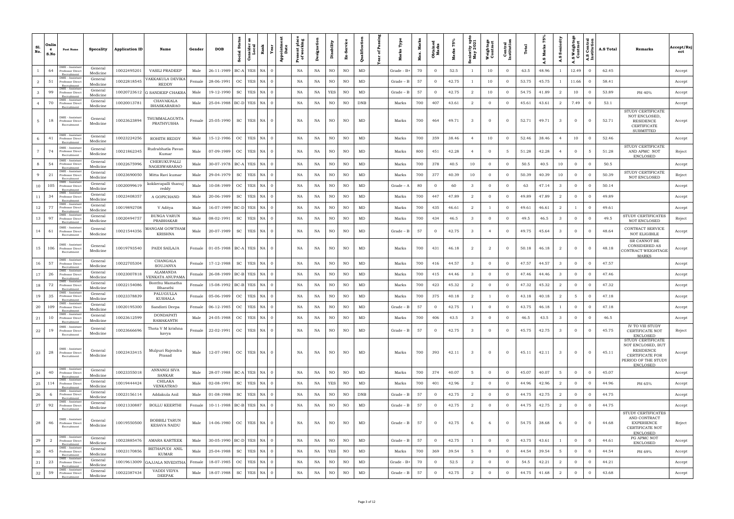| Sl. No. | Online S.No | Post Name | Specality | Application ID | Name | Gender | DOB | Social Status | Consider as Local | Rank | Year | Appointment Date | Present place of working | Designation | Disability | Ex-Service | Qualification | Year of Passing | Marks Type | Max. Marks | Obtained Marks | Marks 75% | Seniority upto May 2021 | Weightage Contract | Central Institution | Total | A.S Marks 75% | A.S Seniority | A.S Weightage Contract | A.S Central Institution | A.S Total | Remarks | Accept/Reject |
|---|---|---|---|---|---|---|---|---|---|---|---|---|---|---|---|---|---|---|---|---|---|---|---|---|---|---|---|---|---|---|---|---|---|
| 1 | 64 | DME - Assistant Professor Direct Recruitment | General Medicine | 10022495201 | VASILI PRADEEP | Male | 26-11-1989 | BC-A | YES | NA | 0 | | NA | NA | NO | NO | MD | | Grade - B+ | 70 | 0 | 52.5 | 1 | 10 | 0 | 63.5 | 48.96 | 1 | 12.49 | 0 | 62.45 | | Accept |
| 2 | 51 | DME - Assistant Professor Direct Recruitment | General Medicine | 10022818545 | VAKKAKULA DEVIKA REDDY | Female | 28-06-1991 | OC | YES | NA | 0 | | NA | NA | NO | NO | MD | | Grade – B | 57 | 0 | 42.75 | 1 | 10 | 0 | 53.75 | 45.75 | 1 | 11.66 | 0 | 58.41 | | Accept |
| 3 | 99 | DME - Assistant Professor Direct Recruitment | General Medicine | 10020723612 | G SANDEEP CHAKRA | Male | 19-12-1990 | SC | YES | NA | 0 | | NA | NA | YES | NO | MD | | Grade – B | 57 | 0 | 42.75 | 2 | 10 | 0 | 54.75 | 41.89 | 2 | 10 | 0 | 53.89 | PH 40% | Accept |
| 4 | 70 | DME - Assistant Professor Direct Recruitment | General Medicine | 10020013781 | CHAVAKALA BHASKARARAO | Male | 25-04-1988 | BC-D | YES | NA | 0 | | NA | NA | NO | NO | DNB | | Marks | 700 | 407 | 43.61 | 2 | 0 | 0 | 45.61 | 43.61 | 2 | 7.49 | 0 | 53.1 | | Accept |
| 5 | 18 | DME - Assistant Professor Direct Recruitment | General Medicine | 10023623894 | THUMMALAGUNTA PRATHYUSHA | Female | 25-05-1990 | SC | YES | NA | 0 | | NA | NA | NO | NO | MD | | Marks | 700 | 464 | 49.71 | 3 | 0 | 0 | 52.71 | 49.71 | 3 | 0 | 0 | 52.71 | STUDY CERTIFICATE NOT ENCLOSED, RESIDENCE CERTIFICATE SUBMITTED | Accept |
| 6 | 41 | DME - Assistant Professor Direct Recruitment | General Medicine | 10023224256 | ROHITH REDDY | Male | 15-12-1986 | OC | YES | NA | 0 | | NA | NA | NO | NO | MD | | Marks | 700 | 359 | 38.46 | 4 | 10 | 0 | 52.46 | 38.46 | 4 | 10 | 0 | 52.46 | | Accept |
| 7 | 74 | DME - Assistant Professor Direct Recruitment | General Medicine | 10021862345 | Rudrabhatla Pavan Kumar | Male | 07-09-1989 | OC | YES | NA | 0 | | NA | NA | NO | NO | MD | | Marks | 800 | 451 | 42.28 | 4 | 0 | 5 | 51.28 | 42.28 | 4 | 0 | 5 | 51.28 | STUDY CERTIFICATE AND APMC NOT ENCLOSED | Reject |
| 8 | 54 | DME - Assistant Professor Direct Recruitment | General Medicine | 10022675996 | CHERUKUPALLI NAGESWARARAO | Male | 30-07-1978 | BC-A | YES | NA | 0 | | NA | NA | NO | NO | MD | | Marks | 700 | 378 | 40.5 | 10 | 0 | 0 | 50.5 | 40.5 | 10 | 0 | 0 | 50.5 | | Accept |
| 9 | 21 | DME - Assistant Professor Direct Recruitment | General Medicine | 10023690050 | Mitta Ravi kumar | Male | 29-04-1979 | SC | YES | NA | 0 | | NA | NA | NO | NO | MD | | Marks | 700 | 377 | 40.39 | 10 | 0 | 0 | 50.39 | 40.39 | 10 | 0 | 0 | 50.39 | STUDY CERTIFICATE NOT ENCLOSED | Reject |
| 10 | 105 | DME - Assistant Professor Direct Recruitment | General Medicine | 10020099619 | kokkerapalli thanuj reddy | Male | 10-08-1989 | OC | YES | NA | 0 | | NA | NA | NO | NO | MD | | Grade – A | 80 | 0 | 60 | 3 | 0 | 0 | 63 | 47.14 | 3 | 0 | 0 | 50.14 | | Accept |
| 11 | 34 | DME - Assistant Professor Direct Recruitment | General Medicine | 10023408357 | A GOPICHAND | Male | 20-06-1989 | SC | YES | NA | 0 | | NA | NA | NO | NO | MD | | Marks | 700 | 447 | 47.89 | 2 | 0 | 0 | 49.89 | 47.89 | 2 | 0 | 0 | 49.89 | | Accept |
| 12 | 77 | DME - Assistant Professor Direct Recruitment | General Medicine | 10019892708 | V Aditya | Male | 16-07-1989 | BC-D | YES | NA | 0 | | NA | NA | NO | NO | MD | | Marks | 700 | 435 | 46.61 | 2 | 1 | 0 | 49.61 | 46.61 | 2 | 1 | 0 | 49.61 | | Accept |
| 13 | 97 | DME - Assistant Professor Direct Recruitment | General Medicine | 10020494757 | BUNGA VARUN PRABHAKAR | Male | 08-02-1991 | SC | YES | NA | 0 | | NA | NA | NO | NO | MD | | Marks | 700 | 434 | 46.5 | 3 | 0 | 0 | 49.5 | 46.5 | 3 | 0 | 0 | 49.5 | STUDY CERTIFICATES NOT ENCLOSED | Reject |
| 14 | 61 | DME - Assistant Professor Direct Recruitment | General Medicine | 10021544356 | MANGAM GOWTHAM KRISHNA | Male | 20-07-1989 | SC | YES | NA | 0 | | NA | NA | NO | NO | MD | | Grade – B | 57 | 0 | 42.75 | 3 | 4 | 0 | 49.75 | 45.64 | 3 | 0 | 0 | 48.64 | CONTRACT SERVICE NOT ELIGIBILE | Accept |
| 15 | 106 | DME - Assistant Professor Direct Recruitment | General Medicine | 10019793540 | PAIDI SAILAJA | Female | 01-05-1988 | BC-A | YES | NA | 0 | | NA | NA | NO | NO | MD | | Marks | 700 | 431 | 46.18 | 2 | 2 | 0 | 50.18 | 46.18 | 2 | 0 | 0 | 48.18 | SR CANNOT BE CONSIDERED AS CONTRACT WEIGHTAGE MARKS | Accept |
| 16 | 57 | DME - Assistant Professor Direct Recruitment | General Medicine | 10022705304 | CHANGALA SOUJANYA | Female | 17-12-1988 | SC | YES | NA | 0 | | NA | NA | NO | NO | MD | | Marks | 700 | 416 | 44.57 | 3 | 0 | 0 | 47.57 | 44.57 | 3 | 0 | 0 | 47.57 | | Accept |
| 17 | 26 | DME - Assistant Professor Direct Recruitment | General Medicine | 10023007818 | ALAMANDA VENKATA ANUPAMA | Female | 26-08-1989 | BC-B | YES | NA | 0 | | NA | NA | NO | NO | MD | | Marks | 700 | 415 | 44.46 | 3 | 0 | 0 | 47.46 | 44.46 | 3 | 0 | 0 | 47.46 | | Accept |
| 18 | 72 | DME - Assistant Professor Direct Recruitment | General Medicine | 10022154086 | Bonthu Mamatha Bharathi | Female | 15-08-1992 | BC-B | YES | NA | 0 | | NA | NA | NO | NO | MD | | Marks | 700 | 423 | 45.32 | 2 | 0 | 0 | 47.32 | 45.32 | 2 | 0 | 0 | 47.32 | | Accept |
| 19 | 35 | DME - Assistant Professor Direct Recruitment | General Medicine | 10023378839 | PALUGULLA KUSHALA | Female | 05-06-1989 | OC | YES | NA | 0 | | NA | NA | NO | NO | MD | | Marks | 700 | 375 | 40.18 | 2 | 1 | 0 | 43.18 | 40.18 | 2 | 5 | 0 | 47.18 | | Accept |
| 20 | 109 | DME - Assistant Professor Direct Recruitment | General Medicine | 10020195300 | Sandinti Deepa | Female | 06-12-1985 | OC | YES | NA | 0 | | NA | NA | NO | NO | MD | | Grade – B | 57 | 0 | 42.75 | 1 | 0 | 0 | 43.75 | 46.18 | 1 | 0 | 0 | 47.18 | | Accept |
| 21 | 10 | DME - Assistant Professor Direct Recruitment | General Medicine | 10023612599 | DONDAPATI RAMAKANTH | Male | 24-05-1988 | OC | YES | NA | 0 | | NA | NA | NO | NO | MD | | Marks | 700 | 406 | 43.5 | 3 | 0 | 0 | 46.5 | 43.5 | 3 | 0 | 0 | 46.5 | | Accept |
| 22 | 19 | DME - Assistant Professor Direct Recruitment | General Medicine | 10023666696 | Thota V M krishna kavya | Female | 22-02-1991 | OC | YES | NA | 0 | | NA | NA | NO | NO | MD | | Grade – B | 57 | 0 | 42.75 | 3 | 0 | 0 | 45.75 | 42.75 | 3 | 0 | 0 | 45.75 | IV TO VIII STUDY CERTIFICATE NOT ENCLOSED | Reject |
| 23 | 28 | DME - Assistant Professor Direct Recruitment | General Medicine | 10023433415 | Mulpuri Rajendra Prasad | Male | 12-07-1981 | OC | YES | NA | 0 | | NA | NA | NO | NO | MD | | Marks | 700 | 393 | 42.11 | 3 | 0 | 0 | 45.11 | 42.11 | 3 | 0 | 0 | 45.11 | STUDY CERTIFICATE NOT ENCLOSED, BUT RESIDENCE CERTIFICATE FOR PERIOD OF THE STUDY ENCLOSED | Accept |
| 24 | 40 | DME - Assistant Professor Direct Recruitment | General Medicine | 10023355018 | ANNANGI SIVA SANKAR | Male | 28-07-1988 | BC-A | YES | NA | 0 | | NA | NA | NO | NO | MD | | Marks | 700 | 374 | 40.07 | 5 | 0 | 0 | 45.07 | 40.07 | 5 | 0 | 0 | 45.07 | | Accept |
| 25 | 114 | DME - Assistant Professor Direct Recruitment | General Medicine | 10019444424 | CHILAKA VENKATRAO | Male | 02-08-1991 | SC | YES | NA | 0 | | NA | NA | YES | NO | MD | | Marks | 700 | 401 | 42.96 | 2 | 0 | 0 | 44.96 | 42.96 | 2 | 0 | 0 | 44.96 | PH 65% | Accept |
| 26 | 6 | DME - Assistant Professor Direct Recruitment | General Medicine | 10023156114 | Addakula Anil | Male | 01-08-1988 | SC | YES | NA | 0 | | NA | NA | NO | NO | DNB | | Grade – B | 57 | 0 | 42.75 | 2 | 0 | 0 | 44.75 | 42.75 | 2 | 0 | 0 | 44.75 | | Accept |
| 27 | 92 | DME - Assistant Professor Direct Recruitment | General Medicine | 10021330887 | BOLLU KEERTHI | Female | 10-11-1988 | BC-B | YES | NA | 0 | | NA | NA | NO | NO | MD | | Grade – B | 57 | 0 | 42.75 | 2 | 0 | 0 | 44.75 | 42.75 | 2 | 0 | 0 | 44.75 | | Accept |
| 28 | 46 | DME - Assistant Professor Direct Recruitment | General Medicine | 10019550500 | BOBBILI TARUN KESAVA NAIDU | Male | 14-06-1980 | OC | YES | NA | 0 | | NA | NA | NO | NO | MD | | Grade – B | 57 | 0 | 42.75 | 6 | 6 | 0 | 54.75 | 38.68 | 6 | 0 | 0 | 44.68 | STUDY CERTIFICATES AND CONTRACT EXPERIENCE CERTIFICATE NOT ENCLOSED | Reject |
| 29 | 2 | DME - Assistant Professor Direct Recruitment | General Medicine | 10023885476 | AMARA KARTEEK | Male | 30-05-1990 | BC-D | YES | NA | 0 | | NA | NA | NO | NO | MD | | Grade – B | 57 | 0 | 42.75 | 1 | 0 | 0 | 43.75 | 43.61 | 1 | 0 | 0 | 44.61 | PG APMC NOT ENCLOSED | Accept |
| 30 | 45 | DME - Assistant Professor Direct Recruitment | General Medicine | 10023170856 | BETHAPUDI ANIL KUMAR | Male | 25-04-1988 | SC | YES | NA | 0 | | NA | NA | YES | NO | MD | | Marks | 700 | 369 | 39.54 | 5 | 0 | 0 | 44.54 | 39.54 | 5 | 0 | 0 | 44.54 | PH 69% | Accept |
| 31 | 23 | DME - Assistant Professor Direct Recruitment | General Medicine | 10019613009 | GAJJALA NIVEDITHA | Female | 18-07-1985 | OC | YES | NA | 0 | | NA | NA | NO | NO | MD | | Grade - B+ | 70 | 0 | 52.5 | 2 | 0 | 0 | 54.5 | 42.21 | 2 | 0 | 0 | 44.21 | | Accept |
| 32 | 59 | DME - Assistant Professor Direct Recruitment | General Medicine | 10022387434 | VADDI VIDYA DEEPAK | Male | 18-07-1988 | SC | YES | NA | 0 | | NA | NA | NO | NO | MD | | Grade – B | 57 | 0 | 42.75 | 2 | 0 | 0 | 44.75 | 41.68 | 2 | 0 | 0 | 43.68 | | Accept |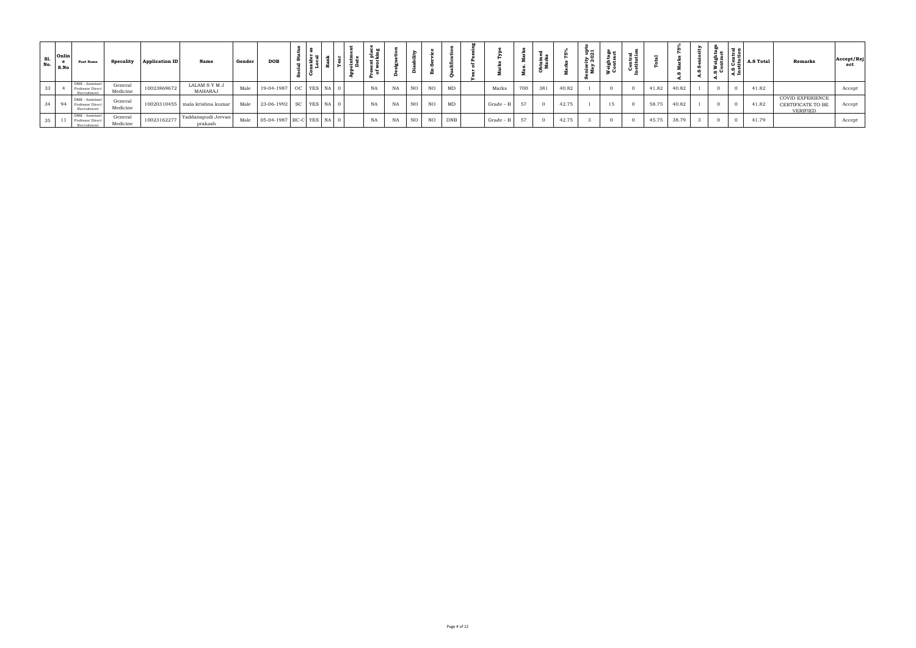| Sl. No. | Online S.No | Post Name | Specality | Application ID | Name | Gender | DOB | Social Status | Consider as Local | Rank | Year | Appointment Date | Present place of working | Designation | Disability | Ex-Service | Qualification | Year of Passing | Marks Type | Max. Marks | Obtained Marks | Marks 75% | Seniority upto May 2021 | Weightage Contract | Central Institution | Total | A.S Marks 75% | A.S Seniority | A.S Weightage Contract | A.S Central Institution | A.S Total | Remarks | Accept/Reject |
|---|---|---|---|---|---|---|---|---|---|---|---|---|---|---|---|---|---|---|---|---|---|---|---|---|---|---|---|---|---|---|---|---|---|
| 33 | 4 | DME - Assistant Professor Direct Recruitment | General Medicine | 10023869672 | LALAM S Y M J MAHARAJ | Male | 19-04-1987 | OC | YES | NA | 0 | | NA | NA | NO | NO | MD | | Marks | 700 | 381 | 40.82 | 1 | 0 | 0 | 41.82 | 40.82 | 1 | 0 | 0 | 41.82 | | Accept |
| 34 | 94 | DME - Assistant Professor Direct Recruitment | General Medicine | 10020310455 | mala krishna kumar | Male | 23-06-1992 | SC | YES | NA | 0 | | NA | NA | NO | NO | MD | | Grade – B | 57 | 0 | 42.75 | 1 | 15 | 0 | 58.75 | 40.82 | 1 | 0 | 0 | 41.82 | COVID EXPERIENCE CERTIFICATE TO BE VERIFIED | Accept |
| 35 | 11 | DME - Assistant Professor Direct Recruitment | General Medicine | 10023162277 | Yaddanapudi Jeevan prakash | Male | 05-04-1987 | BC-C | YES | NA | 0 | | NA | NA | NO | NO | DNB | | Grade – B | 57 | 0 | 42.75 | 3 | 0 | 0 | 45.75 | 38.79 | 3 | 0 | 0 | 41.79 | | Accept |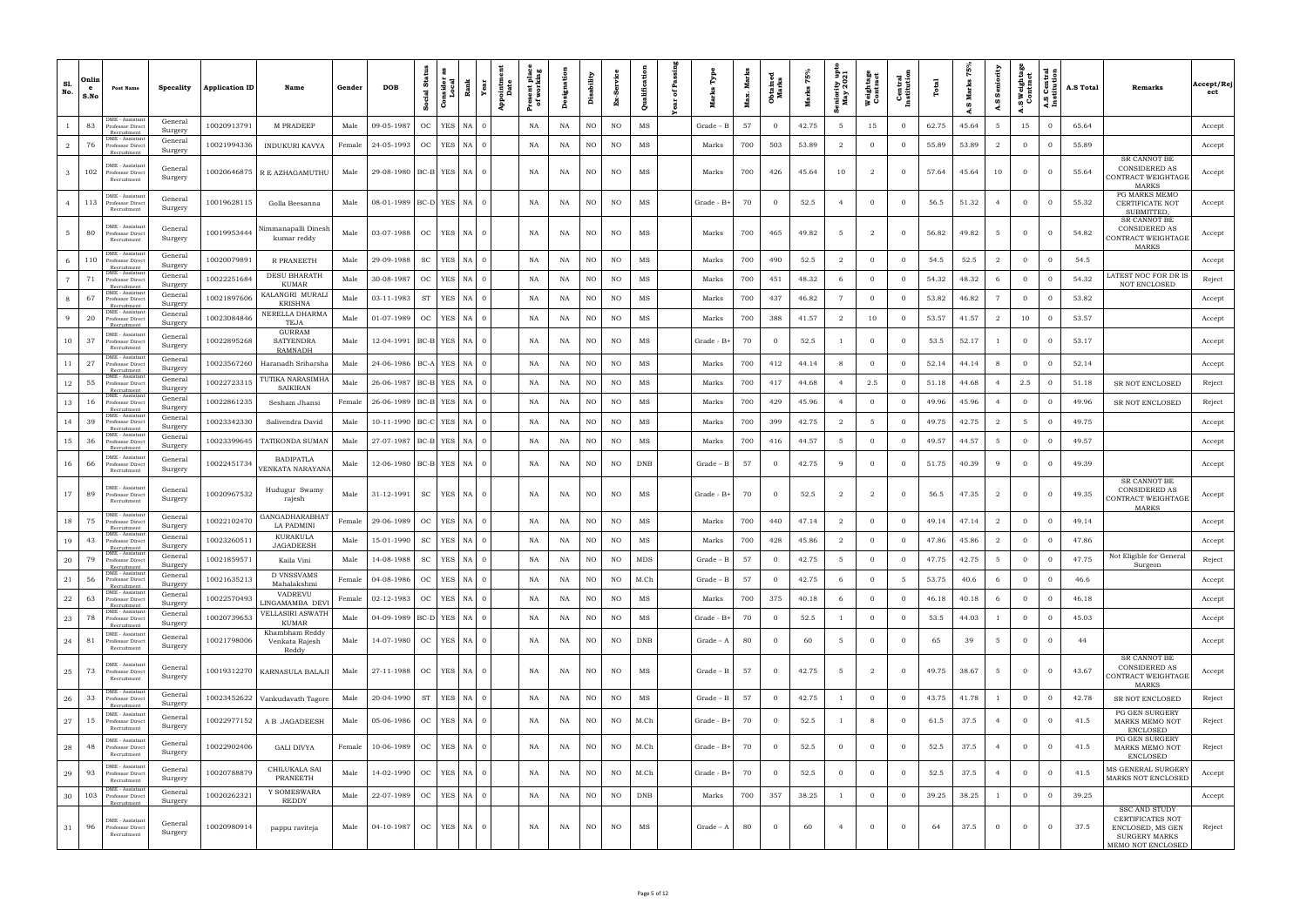| Sl. No. | Online S.No | Post Name | Speciality | Application ID | Name | Gender | DOB | Social Status | Consider as Local | Rank | Year | Appointment Date | Present place of working | Designation | Disability | Ex-Service | Qualification | Year of Passing | Marks Type | Max. Marks | Obtained Marks | Marks 75% | Seniority upto May 2021 | Weightage Contract | Central Institution | Total | A.S Marks 75% | A.S Seniority | A.S Weightage Contract | A.S Central Institution | A.S Total | Remarks | Accept/Reject |
|---|---|---|---|---|---|---|---|---|---|---|---|---|---|---|---|---|---|---|---|---|---|---|---|---|---|---|---|---|---|---|---|---|---|
| 1 | 83 | DME - Assistant Professor Direct Recruitment | General Surgery | 10020913791 | M PRADEEP | Male | 09-05-1987 | OC | YES | NA | 0 | | NA | NA | NO | NO | MS | | Grade – B | 57 | 0 | 42.75 | 5 | 15 | 0 | 62.75 | 45.64 | 5 | 15 | 0 | 65.64 | | Accept |
| 2 | 76 | DME - Assistant Professor Direct Recruitment | General Surgery | 10021994336 | INDUKURI KAVYA | Female | 24-05-1993 | OC | YES | NA | 0 | | NA | NA | NO | NO | MS | | Marks | 700 | 503 | 53.89 | 2 | 0 | 0 | 55.89 | 53.89 | 2 | 0 | 0 | 55.89 | | Accept |
| 3 | 102 | DME - Assistant Professor Direct Recruitment | General Surgery | 10020646875 | R E AZHAGAMUTHU | Male | 29-08-1980 | BC-B | YES | NA | 0 | | NA | NA | NO | NO | MS | | Marks | 700 | 426 | 45.64 | 10 | 2 | 0 | 57.64 | 45.64 | 10 | 0 | 0 | 55.64 | SR CANNOT BE CONSIDERED AS CONTRACT WEIGHTAGE MARKS | Accept |
| 4 | 113 | DME - Assistant Professor Direct Recruitment | General Surgery | 10019628115 | Golla Beesanna | Male | 08-01-1989 | BC-D | YES | NA | 0 | | NA | NA | NO | NO | MS | | Grade – B+ | 70 | 0 | 52.5 | 4 | 0 | 0 | 56.5 | 51.32 | 4 | 0 | 0 | 55.32 | PG MARKS MEMO CERTIFICATE NOT SUBMITTED, | Accept |
| 5 | 80 | DME - Assistant Professor Direct Recruitment | General Surgery | 10019953444 | Nimmanapalli Dinesh kumar reddy | Male | 03-07-1988 | OC | YES | NA | 0 | | NA | NA | NO | NO | MS | | Marks | 700 | 465 | 49.82 | 5 | 2 | 0 | 56.82 | 49.82 | 5 | 0 | 0 | 54.82 | SR CANNOT BE CONSIDERED AS CONTRACT WEIGHTAGE MARKS | Accept |
| 6 | 110 | DME - Assistant Professor Direct Recruitment | General Surgery | 10020079891 | R PRANEETH | Male | 29-09-1988 | SC | YES | NA | 0 | | NA | NA | NO | NO | MS | | Marks | 700 | 490 | 52.5 | 2 | 0 | 0 | 54.5 | 52.5 | 2 | 0 | 0 | 54.5 | | Accept |
| 7 | 71 | DME - Assistant Professor Direct Recruitment | General Surgery | 10022251684 | DESU BHARATH KUMAR | Male | 30-08-1987 | OC | YES | NA | 0 | | NA | NA | NO | NO | MS | | Marks | 700 | 451 | 48.32 | 6 | 0 | 0 | 54.32 | 48.32 | 6 | 0 | 0 | 54.32 | LATEST NOC FOR DR IS NOT ENCLOSED | Reject |
| 8 | 67 | DME - Assistant Professor Direct Recruitment | General Surgery | 10021897606 | KALANGRI MURALI KRISHNA | Male | 03-11-1983 | ST | YES | NA | 0 | | NA | NA | NO | NO | MS | | Marks | 700 | 437 | 46.82 | 7 | 0 | 0 | 53.82 | 46.82 | 7 | 0 | 0 | 53.82 | | Accept |
| 9 | 20 | DME - Assistant Professor Direct Recruitment | General Surgery | 10023084846 | NERELLA DHARMA TEJA | Male | 01-07-1989 | OC | YES | NA | 0 | | NA | NA | NO | NO | MS | | Marks | 700 | 388 | 41.57 | 2 | 10 | 0 | 53.57 | 41.57 | 2 | 10 | 0 | 53.57 | | Accept |
| 10 | 37 | DME - Assistant Professor Direct Recruitment | General Surgery | 10022895268 | GURRAM SATYENDRA RAMNADH | Male | 12-04-1991 | BC-B | YES | NA | 0 | | NA | NA | NO | NO | MS | | Grade – B+ | 70 | 0 | 52.5 | 1 | 0 | 0 | 53.5 | 52.17 | 1 | 0 | 0 | 53.17 | | Accept |
| 11 | 27 | DME - Assistant Professor Direct Recruitment | General Surgery | 10023567260 | Haranadh Sriharsha | Male | 24-06-1986 | BC-A | YES | NA | 0 | | NA | NA | NO | NO | MS | | Marks | 700 | 412 | 44.14 | 8 | 0 | 0 | 52.14 | 44.14 | 8 | 0 | 0 | 52.14 | | Accept |
| 12 | 55 | DME - Assistant Professor Direct Recruitment | General Surgery | 10022723315 | TUTIKA NARASIMHA SAIKIRAN | Male | 26-06-1987 | BC-B | YES | NA | 0 | | NA | NA | NO | NO | MS | | Marks | 700 | 417 | 44.68 | 4 | 2.5 | 0 | 51.18 | 44.68 | 4 | 2.5 | 0 | 51.18 | SR NOT ENCLOSED | Reject |
| 13 | 16 | DME - Assistant Professor Direct Recruitment | General Surgery | 10022861235 | Sesham Jhansi | Female | 26-06-1989 | BC-B | YES | NA | 0 | | NA | NA | NO | NO | MS | | Marks | 700 | 429 | 45.96 | 4 | 0 | 0 | 49.96 | 45.96 | 4 | 0 | 0 | 49.96 | SR NOT ENCLOSED | Reject |
| 14 | 39 | DME - Assistant Professor Direct Recruitment | General Surgery | 10023342330 | Salivendra David | Male | 10-11-1990 | BC-C | YES | NA | 0 | | NA | NA | NO | NO | MS | | Marks | 700 | 399 | 42.75 | 2 | 5 | 0 | 49.75 | 42.75 | 2 | 5 | 0 | 49.75 | | Accept |
| 15 | 36 | DME - Assistant Professor Direct Recruitment | General Surgery | 10023399645 | TATIKONDA SUMAN | Male | 27-07-1987 | BC-B | YES | NA | 0 | | NA | NA | NO | NO | MS | | Marks | 700 | 416 | 44.57 | 5 | 0 | 0 | 49.57 | 44.57 | 5 | 0 | 0 | 49.57 | | Accept |
| 16 | 66 | DME - Assistant Professor Direct Recruitment | General Surgery | 10022451734 | BADIPATLA VENKATA NARAYANA | Male | 12-06-1980 | BC-B | YES | NA | 0 | | NA | NA | NO | NO | DNB | | Grade – B | 57 | 0 | 42.75 | 9 | 0 | 0 | 51.75 | 40.39 | 9 | 0 | 0 | 49.39 | | Accept |
| 17 | 89 | DME - Assistant Professor Direct Recruitment | General Surgery | 10020967532 | Hudugur Swamy rajesh | Male | 31-12-1991 | SC | YES | NA | 0 | | NA | NA | NO | NO | MS | | Grade – B+ | 70 | 0 | 52.5 | 2 | 2 | 0 | 56.5 | 47.35 | 2 | 0 | 0 | 49.35 | SR CANNOT BE CONSIDERED AS CONTRACT WEIGHTAGE MARKS | Accept |
| 18 | 75 | DME - Assistant Professor Direct Recruitment | General Surgery | 10022102470 | GANGADHARABHATLA PADMINI | Female | 29-06-1989 | OC | YES | NA | 0 | | NA | NA | NO | NO | MS | | Marks | 700 | 440 | 47.14 | 2 | 0 | 0 | 49.14 | 47.14 | 2 | 0 | 0 | 49.14 | | Accept |
| 19 | 43 | DME - Assistant Professor Direct Recruitment | General Surgery | 10023260511 | KURAKULA JAGADEESH | Male | 15-01-1990 | SC | YES | NA | 0 | | NA | NA | NO | NO | MS | | Marks | 700 | 428 | 45.86 | 2 | 0 | 0 | 47.86 | 45.86 | 2 | 0 | 0 | 47.86 | | Accept |
| 20 | 79 | DME - Assistant Professor Direct Recruitment | General Surgery | 10021859571 | Kaila Vini | Male | 14-08-1988 | SC | YES | NA | 0 | | NA | NA | NO | NO | MDS | | Grade – B | 57 | 0 | 42.75 | 5 | 0 | 0 | 47.75 | 42.75 | 5 | 0 | 0 | 47.75 | Not Eligible for General Surgeon | Reject |
| 21 | 56 | DME - Assistant Professor Direct Recruitment | General Surgery | 10021635213 | D VNSSVAMS Mahalakshmi | Female | 04-08-1986 | OC | YES | NA | 0 | | NA | NA | NO | NO | M.Ch | | Grade – B | 57 | 0 | 42.75 | 6 | 0 | 5 | 53.75 | 40.6 | 6 | 0 | 0 | 46.6 | | Accept |
| 22 | 63 | DME - Assistant Professor Direct Recruitment | General Surgery | 10022570493 | VADREVU LINGAMAMBA DEVI | Female | 02-12-1983 | OC | YES | NA | 0 | | NA | NA | NO | NO | MS | | Marks | 700 | 375 | 40.18 | 6 | 0 | 0 | 46.18 | 40.18 | 6 | 0 | 0 | 46.18 | | Accept |
| 23 | 78 | DME - Assistant Professor Direct Recruitment | General Surgery | 10020739653 | VELLASIRI ASWATH KUMAR | Male | 04-09-1989 | BC-D | YES | NA | 0 | | NA | NA | NO | NO | MS | | Grade – B+ | 70 | 0 | 52.5 | 1 | 0 | 0 | 53.5 | 44.03 | 1 | 0 | 0 | 45.03 | | Accept |
| 24 | 81 | DME - Assistant Professor Direct Recruitment | General Surgery | 10021798006 | Khambham Reddy Venkata Rajesh Reddy | Male | 14-07-1980 | OC | YES | NA | 0 | | NA | NA | NO | NO | DNB | | Grade – A | 80 | 0 | 60 | 5 | 0 | 0 | 65 | 39 | 5 | 0 | 0 | 44 | | Accept |
| 25 | 73 | DME - Assistant Professor Direct Recruitment | General Surgery | 10019312270 | KARNASULA BALAJI | Male | 27-11-1988 | OC | YES | NA | 0 | | NA | NA | NO | NO | MS | | Grade – B | 57 | 0 | 42.75 | 5 | 2 | 0 | 49.75 | 38.67 | 5 | 0 | 0 | 43.67 | SR CANNOT BE CONSIDERED AS CONTRACT WEIGHTAGE MARKS | Accept |
| 26 | 33 | DME - Assistant Professor Direct Recruitment | General Surgery | 10023452622 | Vankudavath Tagore | Male | 20-04-1990 | ST | YES | NA | 0 | | NA | NA | NO | NO | MS | | Grade – B | 57 | 0 | 42.75 | 1 | 0 | 0 | 43.75 | 41.78 | 1 | 0 | 0 | 42.78 | SR NOT ENCLOSED | Reject |
| 27 | 15 | DME - Assistant Professor Direct Recruitment | General Surgery | 10022977152 | A B JAGADEESH | Male | 05-06-1986 | OC | YES | NA | 0 | | NA | NA | NO | NO | M.Ch | | Grade – B+ | 70 | 0 | 52.5 | 1 | 8 | 0 | 61.5 | 37.5 | 4 | 0 | 0 | 41.5 | PG GEN SURGERY MARKS MEMO NOT ENCLOSED | Reject |
| 28 | 48 | DME - Assistant Professor Direct Recruitment | General Surgery | 10022902406 | GALI DIVYA | Female | 10-06-1989 | OC | YES | NA | 0 | | NA | NA | NO | NO | M.Ch | | Grade – B+ | 70 | 0 | 52.5 | 0 | 0 | 0 | 52.5 | 37.5 | 4 | 0 | 0 | 41.5 | PG GEN SURGERY MARKS MEMO NOT ENCLOSED | Reject |
| 29 | 93 | DME - Assistant Professor Direct Recruitment | General Surgery | 10020788879 | CHILUKALA SAI PRANEETH | Male | 14-02-1990 | OC | YES | NA | 0 | | NA | NA | NO | NO | M.Ch | | Grade – B+ | 70 | 0 | 52.5 | 0 | 0 | 0 | 52.5 | 37.5 | 4 | 0 | 0 | 41.5 | MS GENERAL SURGERY MARKS NOT ENCLOSED | Accept |
| 30 | 103 | DME - Assistant Professor Direct Recruitment | General Surgery | 10020262321 | Y SOMESWARA REDDY | Male | 22-07-1989 | OC | YES | NA | 0 | | NA | NA | NO | NO | DNB | | Marks | 700 | 357 | 38.25 | 1 | 0 | 0 | 39.25 | 38.25 | 1 | 0 | 0 | 39.25 | | Accept |
| 31 | 96 | DME - Assistant Professor Direct Recruitment | General Surgery | 10020980914 | pappu raviteja | Male | 04-10-1987 | OC | YES | NA | 0 | | NA | NA | NO | NO | MS | | Grade – A | 80 | 0 | 60 | 4 | 0 | 0 | 64 | 37.5 | 0 | 0 | 0 | 37.5 | SSC AND STUDY CERTIFICATES NOT ENCLOSED, MS GEN SURGERY MARKS MEMO NOT ENCLOSED | Reject |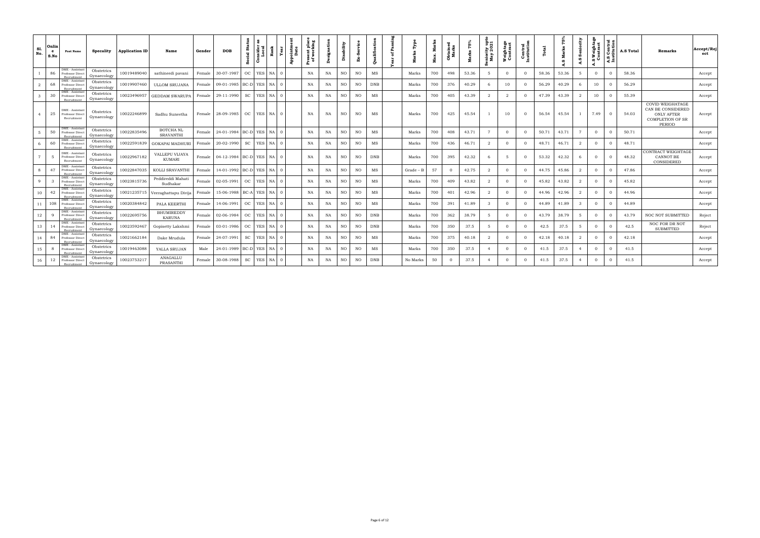| Sl. No. | Online S.No | Post Name | Specality | Application ID | Name | Gender | DOB | Social Status | Consider as Local | Rank | Year | Appointment Date | Present place of working | Designation | Disability | Ex-Service | Qualification | Year of Passing | Marks Type | Max. Marks | Obtained Marks | Marks 75% | Seniority upto May 2021 | Weightage Contract | Central Institution | Total | A.S Marks 75% | A.S Seniority | A.S Weightage Contract | A.S Central Institution | A.S Total | Remarks | Accept/Reject |
|---|---|---|---|---|---|---|---|---|---|---|---|---|---|---|---|---|---|---|---|---|---|---|---|---|---|---|---|---|---|---|---|---|---|
| 1 | 86 | DME - Assistant Professor Direct Recruitment | Obstetrics Gynaecology | 10019489040 | sathineedi pavani | Female | 30-07-1987 | OC | YES | NA | 0 | | NA | NA | NO | NO | MS | | Marks | 700 | 498 | 53.36 | 5 | 0 | 0 | 58.36 | 53.36 | 5 | 0 | 0 | 58.36 | | Accept |
| 2 | 68 | DME - Assistant Professor Direct Recruitment | Obstetrics Gynaecology | 10019907460 | ULLOM SRUJANA | Female | 09-01-1985 | BC-D | YES | NA | 0 | | NA | NA | NO | NO | DNB | | Marks | 700 | 376 | 40.29 | 6 | 10 | 0 | 56.29 | 40.29 | 6 | 10 | 0 | 56.29 | | Accept |
| 3 | 30 | DME - Assistant Professor Direct Recruitment | Obstetrics Gynaecology | 10023496957 | GEDDAM SWARUPA | Female | 29-11-1990 | SC | YES | NA | 0 | | NA | NA | NO | NO | MS | | Marks | 700 | 405 | 43.39 | 2 | 2 | 0 | 47.39 | 43.39 | 2 | 10 | 0 | 55.39 | | Accept |
| 4 | 25 | DME - Assistant Professor Direct Recruitment | Obstetrics Gynaecology | 10022246899 | Sadhu Suneetha | Female | 28-09-1985 | OC | YES | NA | 0 | | NA | NA | NO | NO | MS | | Marks | 700 | 425 | 45.54 | 1 | 10 | 0 | 56.54 | 45.54 | 1 | 7.49 | 0 | 54.03 | COVID WEIGHATAGE CAN BE CONSIDERED ONLY AFTER COMPLETION OF SR PERIOD | Accept |
| 5 | 50 | DME - Assistant Professor Direct Recruitment | Obstetrics Gynaecology | 10022835496 | BOTCHA NL SRAVANTHI | Female | 24-01-1984 | BC-D | YES | NA | 0 | | NA | NA | NO | NO | MS | | Marks | 700 | 408 | 43.71 | 7 | 0 | 0 | 50.71 | 43.71 | 7 | 0 | 0 | 50.71 | | Accept |
| 6 | 60 | DME - Assistant Professor Direct Recruitment | Obstetrics Gynaecology | 10022591839 | GOKAPAI MADHURI | Female | 20-02-1990 | SC | YES | NA | 0 | | NA | NA | NO | NO | MS | | Marks | 700 | 436 | 46.71 | 2 | 0 | 0 | 48.71 | 46.71 | 2 | 0 | 0 | 48.71 | | Accept |
| 7 | 5 | DME - Assistant Professor Direct Recruitment | Obstetrics Gynaecology | 10022967182 | VALLEPU VIJAYA KUMARI | Female | 04-12-1984 | BC-D | YES | NA | 0 | | NA | NA | NO | NO | DNB | | Marks | 700 | 395 | 42.32 | 6 | 5 | 0 | 53.32 | 42.32 | 6 | 0 | 0 | 48.32 | CONTRACT WEIGHTAGE CANNOT BE CONSIDERED | Accept |
| 8 | 47 | DME - Assistant Professor Direct Recruitment | Obstetrics Gynaecology | 10022847035 | KOLLI SRAVANTHI | Female | 14-01-1992 | BC-D | YES | NA | 0 | | NA | NA | NO | NO | MS | | Grade – B | 57 | 0 | 42.75 | 2 | 0 | 0 | 44.75 | 45.86 | 2 | 0 | 0 | 47.86 | | Accept |
| 9 | 3 | DME - Assistant Professor Direct Recruitment | Obstetrics Gynaecology | 10023815736 | Peddireddi Mahati Sudhakar | Female | 02-05-1991 | OC | YES | NA | 0 | | NA | NA | NO | NO | MS | | Marks | 700 | 409 | 43.82 | 2 | 0 | 0 | 45.82 | 43.82 | 2 | 0 | 0 | 45.82 | | Accept |
| 10 | 42 | DME - Assistant Professor Direct Recruitment | Obstetrics Gynaecology | 10021235715 | Veeraghattapu Divija | Female | 15-06-1988 | BC-A | YES | NA | 0 | | NA | NA | NO | NO | MS | | Marks | 700 | 401 | 42.96 | 2 | 0 | 0 | 44.96 | 42.96 | 2 | 0 | 0 | 44.96 | | Accept |
| 11 | 108 | DME - Assistant Professor Direct Recruitment | Obstetrics Gynaecology | 10020384842 | PALA KEERTHI | Female | 14-06-1991 | OC | YES | NA | 0 | | NA | NA | NO | NO | MS | | Marks | 700 | 391 | 41.89 | 3 | 0 | 0 | 44.89 | 41.89 | 3 | 0 | 0 | 44.89 | | Accept |
| 12 | 9 | DME - Assistant Professor Direct Recruitment | Obstetrics Gynaecology | 10022695756 | BHUMIREDDY KARUNA | Female | 02-06-1984 | OC | YES | NA | 0 | | NA | NA | NO | NO | DNB | | Marks | 700 | 362 | 38.79 | 5 | 0 | 0 | 43.79 | 38.79 | 5 | 0 | 0 | 43.79 | NOC NOT SUBMITTED | Reject |
| 13 | 14 | DME - Assistant Professor Direct Recruitment | Obstetrics Gynaecology | 10023592467 | Gopisetty Lakshmi | Female | 03-01-1986 | OC | YES | NA | 0 | | NA | NA | NO | NO | DNB | | Marks | 700 | 350 | 37.5 | 5 | 0 | 0 | 42.5 | 37.5 | 5 | 0 | 0 | 42.5 | NOC FOR DR NOT SUBMITTED | Reject |
| 14 | 84 | DME - Assistant Professor Direct Recruitment | Obstetrics Gynaecology | 10021662184 | Dake Mrudula | Female | 24-07-1991 | SC | YES | NA | 0 | | NA | NA | NO | NO | MS | | Marks | 700 | 375 | 40.18 | 2 | 0 | 0 | 42.18 | 40.18 | 2 | 0 | 0 | 42.18 | | Accept |
| 15 | 8 | DME - Assistant Professor Direct Recruitment | Obstetrics Gynaecology | 10019463088 | YALLA SRUJAN | Male | 24-01-1989 | BC-D | YES | NA | 0 | | NA | NA | NO | NO | MS | | Marks | 700 | 350 | 37.5 | 4 | 0 | 0 | 41.5 | 37.5 | 4 | 0 | 0 | 41.5 | | Accept |
| 16 | 12 | DME - Assistant Professor Direct Recruitment | Obstetrics Gynaecology | 10023753217 | ANAGALLU PRASANTHI | Female | 30-08-1988 | SC | YES | NA | 0 | | NA | NA | NO | NO | DNB | | No Marks | 50 | 0 | 37.5 | 4 | 0 | 0 | 41.5 | 37.5 | 4 | 0 | 0 | 41.5 | | Accept |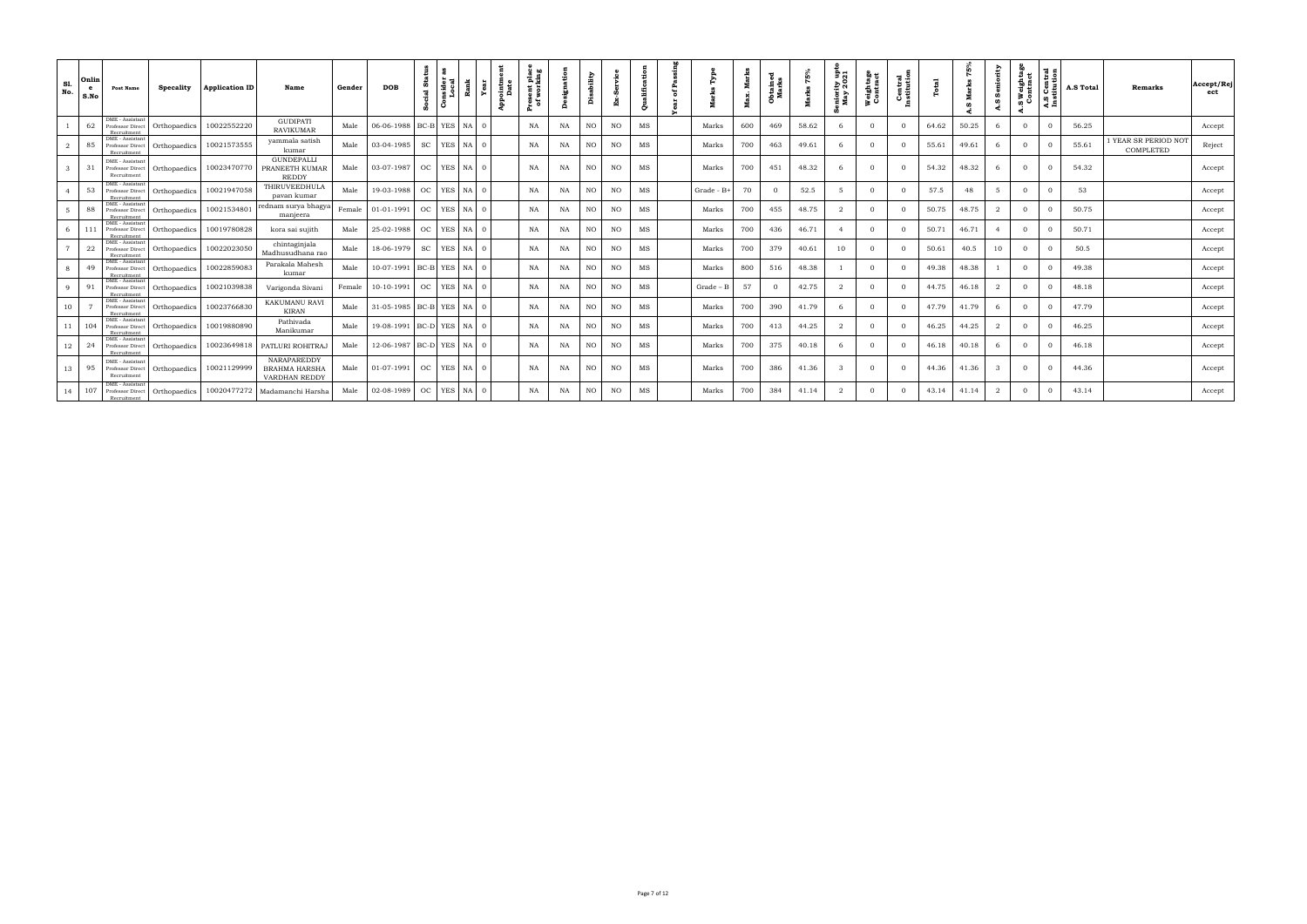| Sl. No. | Online S.No | Post Name | Specality | Application ID | Name | Gender | DOB | Social Status | Consider as Local | Rank | Year | Appointment Date | Present place of working | Designation | Disability | Ex-Service | Qualification | Year of Passing | Marks Type | Max. Marks | Obtained Marks | Marks 75% | Seniority upto May 2021 | Weightage Contract | Central Institution | Total | A.S Marks 75% | A.S Seniority | A.S Weightage Contract | A.S Central Institution | A.S Total | Remarks | Accept/Reject |
|---|---|---|---|---|---|---|---|---|---|---|---|---|---|---|---|---|---|---|---|---|---|---|---|---|---|---|---|---|---|---|---|---|---|
| 1 | 62 | DME - Assistant Professor Direct Recruitment | Orthopaedics | 10022552220 | GUDIPATI RAVIKUMAR | Male | 06-06-1988 | BC-B | YES | NA | 0 | | NA | NA | NO | NO | MS | | Marks | 600 | 469 | 58.62 | 6 | 0 | 0 | 64.62 | 50.25 | 6 | 0 | 0 | 56.25 | | Accept |
| 2 | 85 | DME - Assistant Professor Direct Recruitment | Orthopaedics | 10021573555 | yammala satish kumar | Male | 03-04-1985 | SC | YES | NA | 0 | | NA | NA | NO | NO | MS | | Marks | 700 | 463 | 49.61 | 6 | 0 | 0 | 55.61 | 49.61 | 6 | 0 | 0 | 55.61 | 1 YEAR SR PERIOD NOT COMPLETED | Reject |
| 3 | 31 | DME - Assistant Professor Direct Recruitment | Orthopaedics | 10023470770 | GUNDEPALLI PRANEETH KUMAR REDDY | Male | 03-07-1987 | OC | YES | NA | 0 | | NA | NA | NO | NO | MS | | Marks | 700 | 451 | 48.32 | 6 | 0 | 0 | 54.32 | 48.32 | 6 | 0 | 0 | 54.32 | | Accept |
| 4 | 53 | DME - Assistant Professor Direct Recruitment | Orthopaedics | 10021947058 | THIRUVEEDHULA pavan kumar | Male | 19-03-1988 | OC | YES | NA | 0 | | NA | NA | NO | NO | MS | | Grade - B+ | 70 | 0 | 52.5 | 5 | 0 | 0 | 57.5 | 48 | 5 | 0 | 0 | 53 | | Accept |
| 5 | 88 | DME - Assistant Professor Direct Recruitment | Orthopaedics | 10021534801 | rednam surya bhagya manjeera | Female | 01-01-1991 | OC | YES | NA | 0 | | NA | NA | NO | NO | MS | | Marks | 700 | 455 | 48.75 | 2 | 0 | 0 | 50.75 | 48.75 | 2 | 0 | 0 | 50.75 | | Accept |
| 6 | 111 | DME - Assistant Professor Direct Recruitment | Orthopaedics | 10019780828 | kora sai sujith | Male | 25-02-1988 | OC | YES | NA | 0 | | NA | NA | NO | NO | MS | | Marks | 700 | 436 | 46.71 | 4 | 0 | 0 | 50.71 | 46.71 | 4 | 0 | 0 | 50.71 | | Accept |
| 7 | 22 | DME - Assistant Professor Direct Recruitment | Orthopaedics | 10022023050 | chintaginjala Madhusudhana rao | Male | 18-06-1979 | SC | YES | NA | 0 | | NA | NA | NO | NO | MS | | Marks | 700 | 379 | 40.61 | 10 | 0 | 0 | 50.61 | 40.5 | 10 | 0 | 0 | 50.5 | | Accept |
| 8 | 49 | DME - Assistant Professor Direct Recruitment | Orthopaedics | 10022859083 | Parakala Mahesh kumar | Male | 10-07-1991 | BC-B | YES | NA | 0 | | NA | NA | NO | NO | MS | | Marks | 800 | 516 | 48.38 | 1 | 0 | 0 | 49.38 | 48.38 | 1 | 0 | 0 | 49.38 | | Accept |
| 9 | 91 | DME - Assistant Professor Direct Recruitment | Orthopaedics | 10021039838 | Varigonda Sivani | Female | 10-10-1991 | OC | YES | NA | 0 | | NA | NA | NO | NO | MS | | Grade – B | 57 | 0 | 42.75 | 2 | 0 | 0 | 44.75 | 46.18 | 2 | 0 | 0 | 48.18 | | Accept |
| 10 | 7 | DME - Assistant Professor Direct Recruitment | Orthopaedics | 10023766830 | KAKUMANU RAVI KIRAN | Male | 31-05-1985 | BC-B | YES | NA | 0 | | NA | NA | NO | NO | MS | | Marks | 700 | 390 | 41.79 | 6 | 0 | 0 | 47.79 | 41.79 | 6 | 0 | 0 | 47.79 | | Accept |
| 11 | 104 | DME - Assistant Professor Direct Recruitment | Orthopaedics | 10019880890 | Pathivada Manikumar | Male | 19-08-1991 | BC-D | YES | NA | 0 | | NA | NA | NO | NO | MS | | Marks | 700 | 413 | 44.25 | 2 | 0 | 0 | 46.25 | 44.25 | 2 | 0 | 0 | 46.25 | | Accept |
| 12 | 24 | DME - Assistant Professor Direct Recruitment | Orthopaedics | 10023649818 | PATLURI ROHITRAJ | Male | 12-06-1987 | BC-D | YES | NA | 0 | | NA | NA | NO | NO | MS | | Marks | 700 | 375 | 40.18 | 6 | 0 | 0 | 46.18 | 40.18 | 6 | 0 | 0 | 46.18 | | Accept |
| 13 | 95 | DME - Assistant Professor Direct Recruitment | Orthopaedics | 10021129999 | NARAPAREDDY BRAHMA HARSHA VARDHAN REDDY | Male | 01-07-1991 | OC | YES | NA | 0 | | NA | NA | NO | NO | MS | | Marks | 700 | 386 | 41.36 | 3 | 0 | 0 | 44.36 | 41.36 | 3 | 0 | 0 | 44.36 | | Accept |
| 14 | 107 | DME - Assistant Professor Direct Recruitment | Orthopaedics | 10020477272 | Madamanchi Harsha | Male | 02-08-1989 | OC | YES | NA | 0 | | NA | NA | NO | NO | MS | | Marks | 700 | 384 | 41.14 | 2 | 0 | 0 | 43.14 | 41.14 | 2 | 0 | 0 | 43.14 | | Accept |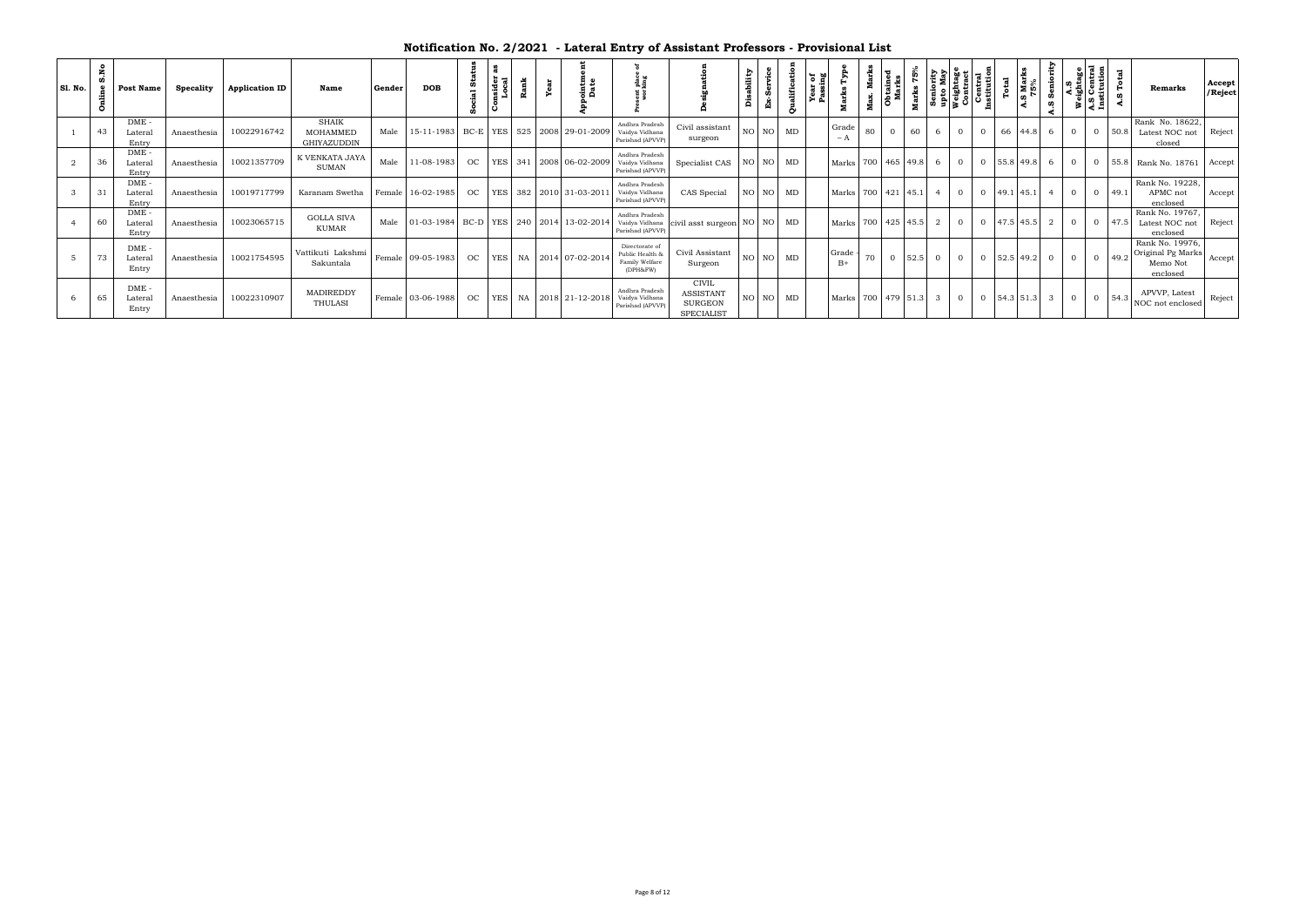# Notification No. 2/2021 - Lateral Entry of Assistant Professors - Provisional List

| Sl. No. | Online S.No | Post Name | Specality | Application ID | Name | Gender | DOB | Social Status | Consider as Local | Rank | Year | Appointment Date | Present place of working | Designation | Disability | Ex-Service | Qualification | Year of Passing | Marks Type | Max. Marks | Obtained Marks | Marks 75% | Seniority upto May | Weightage Contract | Central Institution | Total | A.S Marks 75% | A.S Seniority | A.S Weightage | A.S Central Institution | A.S Total | Remarks | Accept /Reject |
|---|---|---|---|---|---|---|---|---|---|---|---|---|---|---|---|---|---|---|---|---|---|---|---|---|---|---|---|---|---|---|---|---|---|
| 1 | 43 | DME - Lateral Entry | Anaesthesia | 10022916742 | SHAIK MOHAMMED GHIYAZUDDIN | Male | 15-11-1983 | BC-E | YES | 525 | 2008 | 29-01-2009 | Andhra Pradesh Vaidya Vidhana Parishad (APVVP) | Civil assistant surgeon | NO | NO | MD | | Grade – A | 80 | 0 | 60 | 6 | 0 | 0 | 66 | 44.8 | 6 | 0 | 0 | 50.8 | Rank No. 18622, Latest NOC not closed | Reject |
| 2 | 36 | DME - Lateral Entry | Anaesthesia | 10021357709 | K VENKATA JAYA SUMAN | Male | 11-08-1983 | OC | YES | 341 | 2008 | 06-02-2009 | Andhra Pradesh Vaidya Vidhana Parishad (APVVP) | Specialist CAS | NO | NO | MD | | Marks | 700 | 465 | 49.8 | 6 | 0 | 0 | 55.8 | 49.8 | 6 | 0 | 0 | 55.8 | Rank No. 18761 | Accept |
| 3 | 31 | DME - Lateral Entry | Anaesthesia | 10019717799 | Karanam Swetha | Female | 16-02-1985 | OC | YES | 382 | 2010 | 31-03-2011 | Andhra Pradesh Vaidya Vidhana Parishad (APVVP) | CAS Special | NO | NO | MD | | Marks | 700 | 421 | 45.1 | 4 | 0 | 0 | 49.1 | 45.1 | 4 | 0 | 0 | 49.1 | Rank No. 19228, APMC not enclosed | Accept |
| 4 | 60 | DME - Lateral Entry | Anaesthesia | 10023065715 | GOLLA SIVA KUMAR | Male | 01-03-1984 | BC-D | YES | 240 | 2014 | 13-02-2014 | Andhra Pradesh Vaidya Vidhana Parishad (APVVP) | civil asst surgeon | NO | NO | MD | | Marks | 700 | 425 | 45.5 | 2 | 0 | 0 | 47.5 | 45.5 | 2 | 0 | 0 | 47.5 | Rank No. 19767, Latest NOC not enclosed | Reject |
| 5 | 73 | DME - Lateral Entry | Anaesthesia | 10021754595 | Vattikuti Lakshmi Sakuntala | Female | 09-05-1983 | OC | YES | NA | 2014 | 07-02-2014 | Directorate of Public Health & Family Welfare (DPH&FW) | Civil Assistant Surgeon | NO | NO | MD | | Grade - B+ | 70 | 0 | 52.5 | 0 | 0 | 0 | 52.5 | 49.2 | 0 | 0 | 0 | 49.2 | Rank No. 19976, Original Pg Marks Memo Not enclosed | Accept |
| 6 | 65 | DME - Lateral Entry | Anaesthesia | 10022310907 | MADIREDDY THULASI | Female | 03-06-1988 | OC | YES | NA | 2018 | 21-12-2018 | Andhra Pradesh Vaidya Vidhana Parishad (APVVP) | CIVIL ASSISTANT SURGEON SPECIALIST | NO | NO | MD | | Marks | 700 | 479 | 51.3 | 3 | 0 | 0 | 54.3 | 51.3 | 3 | 0 | 0 | 54.3 | APVVP, Latest NOC not enclosed | Reject |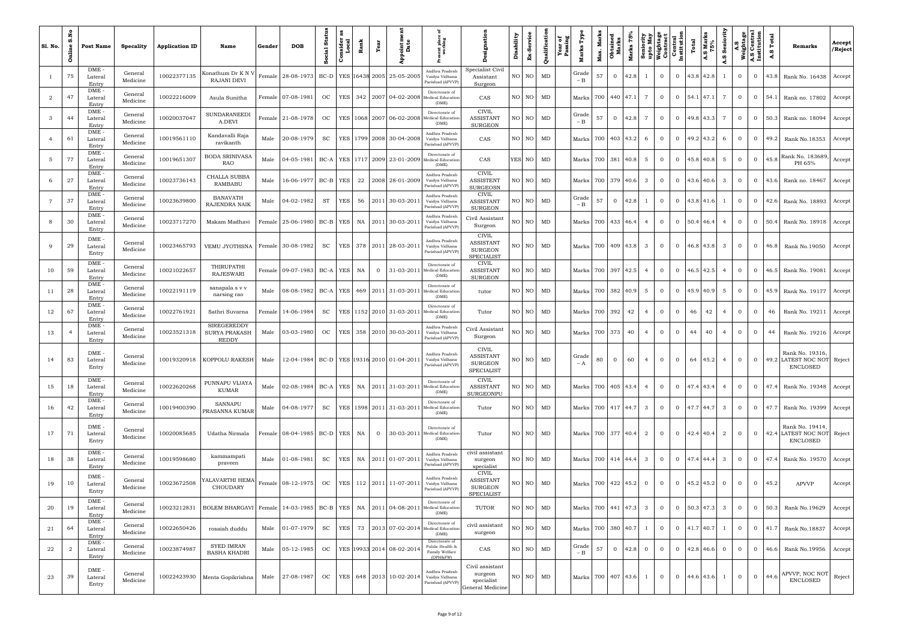| Sl. No. | Online S.No | Post Name | Specality | Application ID | Name | Gender | DOB | Social Status | Consider as Local | Rank | Year | Appointment Date | Present place of working | Designation | Disability | Ex-Service | Qualification | Year of Passing | Marks Type | Max. Marks | Obtained Marks | Marks 75% | Seniority upto May | Weightage Contract | Central Institution | Total | A.S Marks 75% | A.S Seniority | A.S Weightage | A.S Central Institution | A.S Total | Remarks | Accept /Reject |
|---|---|---|---|---|---|---|---|---|---|---|---|---|---|---|---|---|---|---|---|---|---|---|---|---|---|---|---|---|---|---|---|---|---|
| 1 | 75 | DME - Lateral Entry | General Medicine | 10022377135 | Konathum Dr K N V RAJANI DEVI | Female | 28-08-1973 | BC-D | YES | 16438 | 2005 | 25-05-2005 | Andhra Pradesh Vaidya Vidhana Parishad (APVVP) | Specialist Civil Assistant Surgeon | NO | NO | MD | | Grade – B | 57 | 0 | 42.8 | 1 | 0 | 0 | 43.8 | 42.8 | 1 | 0 | 0 | 43.8 | Rank No. 16438 | Accept |
| 2 | 47 | DME - Lateral Entry | General Medicine | 10022216009 | Asula Sunitha | Female | 07-08-1981 | OC | YES | 342 | 2007 | 04-02-2008 | Directorate of Medical Education (DME) | CAS | NO | NO | MD | | Marks | 700 | 440 | 47.1 | 7 | 0 | 0 | 54.1 | 47.1 | 7 | 0 | 0 | 54.1 | Rank no. 17802 | Accept |
| 3 | 44 | DME - Lateral Entry | General Medicine | 10020037047 | SUNDARANEEDI A.DEVI | Female | 21-08-1978 | OC | YES | 1068 | 2007 | 06-02-2008 | Directorate of Medical Education (DME) | CIVIL ASSISTANT SURGEON | NO | NO | MD | | Grade – B | 57 | 0 | 42.8 | 7 | 0 | 0 | 49.8 | 43.3 | 7 | 0 | 0 | 50.3 | Rank no. 18094 | Accept |
| 4 | 61 | DME - Lateral Entry | General Medicine | 10019561110 | Kandavalli Raja ravikanth | Male | 20-08-1979 | SC | YES | 1799 | 2008 | 30-04-2008 | Andhra Pradesh Vaidya Vidhana Parishad (APVVP) | CAS | NO | NO | MD | | Marks | 700 | 403 | 43.2 | 6 | 0 | 0 | 49.2 | 43.2 | 6 | 0 | 0 | 49.2 | Rank No.18353 | Accept |
| 5 | 77 | DME - Lateral Entry | General Medicine | 10019651307 | BODA SRINIVASA RAO | Male | 04-05-1981 | BC-A | YES | 1717 | 2009 | 23-01-2009 | Directorate of Medical Education (DME) | CAS | YES | NO | MD | | Marks | 700 | 381 | 40.8 | 5 | 0 | 0 | 45.8 | 40.8 | 5 | 0 | 0 | 45.8 | Rank No. 183689, PH 65% | Accept |
| 6 | 27 | DME - Lateral Entry | General Medicine | 10023736143 | CHALLA SUBBA RAMBABU | Male | 16-06-1977 | BC-B | YES | 22 | 2008 | 28-01-2009 | Andhra Pradesh Vaidya Vidhana Parishad (APVVP) | CIVIL ASSISTENT SURGEOSN | NO | NO | MD | | Marks | 700 | 379 | 40.6 | 3 | 0 | 0 | 43.6 | 40.6 | 3 | 0 | 0 | 43.6 | Rank no. 18467 | Accept |
| 7 | 37 | DME - Lateral Entry | General Medicine | 10023639800 | BANAVATH RAJENDRA NAIK | Male | 04-02-1982 | ST | YES | 56 | 2011 | 30-03-2011 | Andhra Pradesh Vaidya Vidhana Parishad (APVVP) | CIVIL ASSISTANT SURGEON | NO | NO | MD | | Grade – B | 57 | 0 | 42.8 | 1 | 0 | 0 | 43.8 | 41.6 | 1 | 0 | 0 | 42.6 | Rank No. 18893 | Accept |
| 8 | 30 | DME - Lateral Entry | General Medicine | 10023717270 | Makam Madhavi | Female | 25-06-1980 | BC-B | YES | NA | 2011 | 30-03-2011 | Andhra Pradesh Vaidya Vidhana Parishad (APVVP) | Civil Assistant Surgeon | NO | NO | MD | | Marks | 700 | 433 | 46.4 | 4 | 0 | 0 | 50.4 | 46.4 | 4 | 0 | 0 | 50.4 | Rank No. 18918 | Accept |
| 9 | 29 | DME - Lateral Entry | General Medicine | 10023465793 | VEMU JYOTHSNA | Female | 30-08-1982 | SC | YES | 378 | 2011 | 28-03-2011 | Andhra Pradesh Vaidya Vidhana Parishad (APVVP) | CIVIL ASSISTANT SURGEON SPECIALIST | NO | NO | MD | | Marks | 700 | 409 | 43.8 | 3 | 0 | 0 | 46.8 | 43.8 | 3 | 0 | 0 | 46.8 | Rank No.19050 | Accept |
| 10 | 59 | DME - Lateral Entry | General Medicine | 10021022657 | THIRUPATHI RAJESWARI | Female | 09-07-1983 | BC-A | YES | NA | 0 | 31-03-2011 | Directorate of Medical Education (DME) | CIVIL ASSISTANT SURGEON | NO | NO | MD | | Marks | 700 | 397 | 42.5 | 4 | 0 | 0 | 46.5 | 42.5 | 4 | 0 | 0 | 46.5 | Rank No. 19081 | Accept |
| 11 | 28 | DME - Lateral Entry | General Medicine | 10022191119 | sanapala s v v narsing rao | Male | 08-08-1982 | BC-A | YES | 469 | 2011 | 31-03-2011 | Directorate of Medical Education (DME) | tutor | NO | NO | MD | | Marks | 700 | 382 | 40.9 | 5 | 0 | 0 | 45.9 | 40.9 | 5 | 0 | 0 | 45.9 | Rank No. 19177 | Accept |
| 12 | 67 | DME - Lateral Entry | General Medicine | 10022761921 | Sathri Suvarna | Female | 14-06-1984 | SC | YES | 1152 | 2010 | 31-03-2011 | Directorate of Medical Education (DME) | Tutor | NO | NO | MD | | Marks | 700 | 392 | 42 | 4 | 0 | 0 | 46 | 42 | 4 | 0 | 0 | 46 | Rank No. 19211 | Accept |
| 13 | 4 | DME - Lateral Entry | General Medicine | 10023521318 | SIREGEREDDY SURYA PRAKASH REDDY | Male | 03-03-1980 | OC | YES | 358 | 2010 | 30-03-2011 | Andhra Pradesh Vaidya Vidhana Parishad (APVVP) | Civil Assistant Surgeon | NO | NO | MD | | Marks | 700 | 373 | 40 | 4 | 0 | 0 | 44 | 40 | 4 | 0 | 0 | 44 | Rank No. 19216 | Accept |
| 14 | 83 | DME - Lateral Entry | General Medicine | 10019320918 | KOPPOLU RAKESH | Male | 12-04-1984 | BC-D | YES | 19316 | 2010 | 01-04-2011 | Andhra Pradesh Vaidya Vidhana Parishad (APVVP) | CIVIL ASSISTANT SURGEON SPECIALIST | NO | NO | MD | | Grade – A | 80 | 0 | 60 | 4 | 0 | 0 | 64 | 45.2 | 4 | 0 | 0 | 49.2 | Rank No. 19316, LATEST NOC NOT ENCLOSED | Reject |
| 15 | 18 | DME - Lateral Entry | General Medicine | 10022620268 | PUNNAPU VIJAYA KUMAR | Male | 02-08-1984 | BC-A | YES | NA | 2011 | 31-03-2011 | Directorate of Medical Education (DME) | CIVIL ASSISTANT SURGEONPU | NO | NO | MD | | Marks | 700 | 405 | 43.4 | 4 | 0 | 0 | 47.4 | 43.4 | 4 | 0 | 0 | 47.4 | Rank No. 19348 | Accept |
| 16 | 42 | DME - Lateral Entry | General Medicine | 10019400390 | SANNAPU PRASANNA KUMAR | Male | 04-08-1977 | SC | YES | 1598 | 2011 | 31-03-2011 | Directorate of Medical Education (DME) | Tutor | NO | NO | MD | | Marks | 700 | 417 | 44.7 | 3 | 0 | 0 | 47.7 | 44.7 | 3 | 0 | 0 | 47.7 | Rank No. 19399 | Accept |
| 17 | 71 | DME - Lateral Entry | General Medicine | 10020085685 | Udatha Nirmala | Female | 08-04-1985 | BC-D | YES | NA | 0 | 30-03-2011 | Directorate of Medical Education (DME) | Tutor | NO | NO | MD | | Marks | 700 | 377 | 40.4 | 2 | 0 | 0 | 42.4 | 40.4 | 2 | 0 | 0 | 42.4 | Rank No. 19414, LATEST NOC NOT ENCLOSED | Reject |
| 18 | 38 | DME - Lateral Entry | General Medicine | 10019598680 | kammampati praveen | Male | 01-08-1981 | SC | YES | NA | 2011 | 01-07-2011 | Andhra Pradesh Vaidya Vidhana Parishad (APVVP) | civil assistant surgeon specialist | NO | NO | MD | | Marks | 700 | 414 | 44.4 | 3 | 0 | 0 | 47.4 | 44.4 | 3 | 0 | 0 | 47.4 | Rank No. 19570 | Accept |
| 19 | 10 | DME - Lateral Entry | General Medicine | 10023672508 | YALAVARTHI HEMA CHOUDARY | Female | 08-12-1975 | OC | YES | 112 | 2011 | 11-07-2011 | Andhra Pradesh Vaidya Vidhana Parishad (APVVP) | CIVIL ASSISTANT SURGEON SPECIALIST | NO | NO | MD | | Marks | 700 | 422 | 45.2 | 0 | 0 | 0 | 45.2 | 45.2 | 0 | 0 | 0 | 45.2 | APVVP | Accept |
| 20 | 19 | DME - Lateral Entry | General Medicine | 10023212831 | BOLEM BHARGAVI | Female | 14-03-1985 | BC-B | YES | NA | 2011 | 04-08-2011 | Directorate of Medical Education (DME) | TUTOR | NO | NO | MD | | Marks | 700 | 441 | 47.3 | 3 | 0 | 0 | 50.3 | 47.3 | 3 | 0 | 0 | 50.3 | Rank No.19629 | Accept |
| 21 | 64 | DME - Lateral Entry | General Medicine | 10022650426 | rosaiah duddu | Male | 01-07-1979 | SC | YES | 73 | 2013 | 07-02-2014 | Directorate of Medical Education (DME) | civil assistant surgeon | NO | NO | MD | | Marks | 700 | 380 | 40.7 | 1 | 0 | 0 | 41.7 | 40.7 | 1 | 0 | 0 | 41.7 | Rank No.18837 | Accept |
| 22 | 2 | DME - Lateral Entry | General Medicine | 10023874987 | SYED IMRAN BASHA KHADRI | Male | 05-12-1985 | OC | YES | 19933 | 2014 | 08-02-2014 | Directorate of Public Health & Family Welfare (DPH&FW) | CAS | NO | NO | MD | | Grade – B | 57 | 0 | 42.8 | 0 | 0 | 0 | 42.8 | 46.6 | 0 | 0 | 0 | 46.6 | Rank No.19956 | Accept |
| 23 | 39 | DME - Lateral Entry | General Medicine | 10022423930 | Menta Gopikrishna | Male | 27-08-1987 | OC | YES | 648 | 2013 | 10-02-2014 | Andhra Pradesh Vaidya Vidhana Parishad (APVVP) | Civil assistant surgeon specialist General Medicine | NO | NO | MD | | Marks | 700 | 407 | 43.6 | 1 | 0 | 0 | 44.6 | 43.6 | 1 | 0 | 0 | 44.6 | APVVP, NOC NOT ENCLOSED | Reject |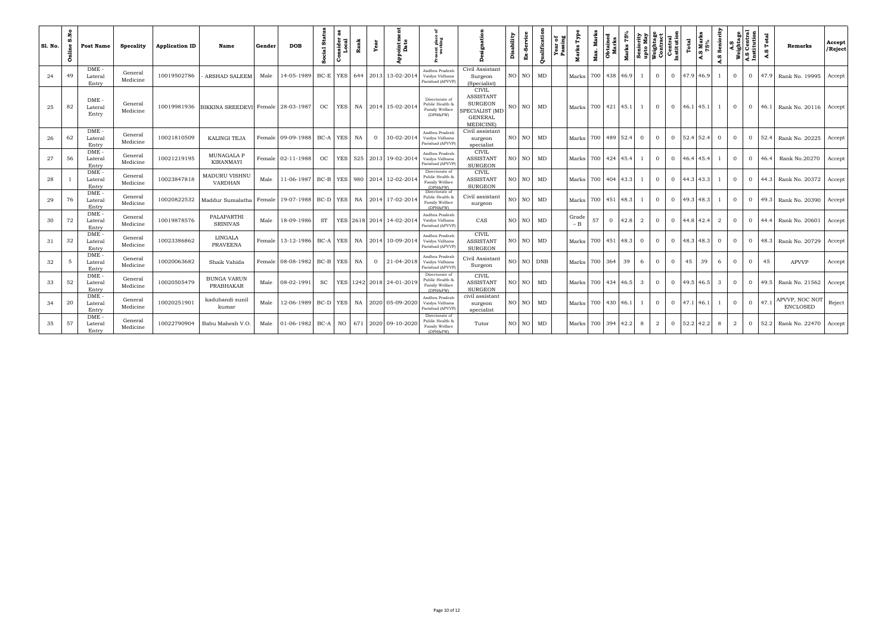| Sl. No. | Online S.No | Post Name | Specality | Application ID | Name | Gender | DOB | Social Status | Consider as Local | Rank | Year | Appointment Date | Present place of working | Designation | Disability | Ex-Service | Qualification | Year of Passing | Marks Type | Max. Marks | Obtained Marks | Marks 75% | Seniority upto May | Weightage Contract | Central Institution | Total | A.S Marks 75% | A.S Seniority | A.S Weightage | A.S Central Institution | A.S Total | Remarks | Accept /Reject |
|---|---|---|---|---|---|---|---|---|---|---|---|---|---|---|---|---|---|---|---|---|---|---|---|---|---|---|---|---|---|---|---|---|---|
| 24 | 49 | DME - Lateral Entry | General Medicine | 10019502786 | - ARSHAD SALEEM | Male | 14-05-1989 | BC-E | YES | 644 | 2013 | 13-02-2014 | Andhra Pradesh Vaidya Vidhana Parishad (APVVP) | Civil Assistant Surgeon (Specialist) | NO | NO | MD | | Marks | 700 | 438 | 46.9 | 1 | 0 | 0 | 47.9 | 46.9 | 1 | 0 | 0 | 47.9 | Rank No. 19995 | Accept |
| 25 | 82 | DME - Lateral Entry | General Medicine | 10019981936 | BIKKINA SREEDEVI | Female | 28-03-1987 | OC | YES | NA | 2014 | 15-02-2014 | Directorate of Public Health & Family Welfare (DPH&FW) | CIVIL ASSISTANT SURGEON SPECIALIST (MD GENERAL MEDICINE) | NO | NO | MD | | Marks | 700 | 421 | 45.1 | 1 | 0 | 0 | 46.1 | 45.1 | 1 | 0 | 0 | 46.1 | Rank No. 20116 | Accept |
| 26 | 62 | DME - Lateral Entry | General Medicine | 10021810509 | KALINGI TEJA | Female | 09-09-1988 | BC-A | YES | NA | 0 | 10-02-2014 | Andhra Pradesh Vaidya Vidhana Parishad (APVVP) | Civil assistant surgeon specialist | NO | NO | MD | | Marks | 700 | 489 | 52.4 | 0 | 0 | 0 | 52.4 | 52.4 | 0 | 0 | 0 | 52.4 | Rank No. 20225 | Accept |
| 27 | 56 | DME - Lateral Entry | General Medicine | 10021219195 | MUNAGALA P KIRANMAYI | Female | 02-11-1988 | OC | YES | 525 | 2013 | 19-02-2014 | Andhra Pradesh Vaidya Vidhana Parishad (APVVP) | CIVIL ASSISTANT SURGEON | NO | NO | MD | | Marks | 700 | 424 | 45.4 | 1 | 0 | 0 | 46.4 | 45.4 | 1 | 0 | 0 | 46.4 | Rank No.20270 | Accept |
| 28 | 1 | DME - Lateral Entry | General Medicine | 10023847818 | MADURU VISHNU VARDHAN | Male | 11-06-1987 | BC-B | YES | 980 | 2014 | 12-02-2014 | Directorate of Public Health & Family Welfare (DPH&FW) | CIVIL ASSISTANT SURGEON | NO | NO | MD | | Marks | 700 | 404 | 43.3 | 1 | 0 | 0 | 44.3 | 43.3 | 1 | 0 | 0 | 44.3 | Rank No. 20372 | Accept |
| 29 | 76 | DME - Lateral Entry | General Medicine | 10020822532 | Maddur Sumalatha | Female | 19-07-1988 | BC-D | YES | NA | 2014 | 17-02-2014 | Directorate of Public Health & Family Welfare (DPH&FW) | Civil assistant surgeon | NO | NO | MD | | Marks | 700 | 451 | 48.3 | 1 | 0 | 0 | 49.3 | 48.3 | 1 | 0 | 0 | 49.3 | Rank No. 20390 | Accept |
| 30 | 72 | DME - Lateral Entry | General Medicine | 10019878576 | PALAPARTHI SRINIVAS | Male | 18-09-1986 | ST | YES | 2618 | 2014 | 14-02-2014 | Andhra Pradesh Vaidya Vidhana Parishad (APVVP) | CAS | NO | NO | MD | | Grade – B | 57 | 0 | 42.8 | 2 | 0 | 0 | 44.8 | 42.4 | 2 | 0 | 0 | 44.4 | Rank No. 20601 | Accept |
| 31 | 32 | DME - Lateral Entry | General Medicine | 10023386862 | LINGALA PRAVEENA | Female | 13-12-1986 | BC-A | YES | NA | 2014 | 10-09-2014 | Andhra Pradesh Vaidya Vidhana Parishad (APVVP) | CIVIL ASSISTANT SURGEON | NO | NO | MD | | Marks | 700 | 451 | 48.3 | 0 | 0 | 0 | 48.3 | 48.3 | 0 | 0 | 0 | 48.3 | Rank No. 20729 | Accept |
| 32 | 5 | DME - Lateral Entry | General Medicine | 10020063682 | Shaik Vahida | Female | 08-08-1982 | BC-B | YES | NA | 0 | 21-04-2018 | Andhra Pradesh Vaidya Vidhana Parishad (APVVP) | Civil Assistant Surgeon | NO | NO | DNB | | Marks | 700 | 364 | 39 | 6 | 0 | 0 | 45 | 39 | 6 | 0 | 0 | 45 | APVVP | Accept |
| 33 | 52 | DME - Lateral Entry | General Medicine | 10020505479 | BUNGA VARUN PRABHAKAR | Male | 08-02-1991 | SC | YES | 1242 | 2018 | 24-01-2019 | Directorate of Public Health & Family Welfare (DPH&FW) | CIVIL ASSISTANT SURGEON | NO | NO | MD | | Marks | 700 | 434 | 46.5 | 3 | 0 | 0 | 49.5 | 46.5 | 3 | 0 | 0 | 49.5 | Rank No. 21562 | Accept |
| 34 | 20 | DME - Lateral Entry | General Medicine | 10020251901 | kadubandi sunil kumar | Male | 12-06-1989 | BC-D | YES | NA | 2020 | 05-09-2020 | Andhra Pradesh Vaidya Vidhana Parishad (APVVP) | civil assistant surgeon specialist | NO | NO | MD | | Marks | 700 | 430 | 46.1 | 1 | 0 | 0 | 47.1 | 46.1 | 1 | 0 | 0 | 47.1 | APVVP, NOC NOT ENCLOSED | Reject |
| 35 | 57 | DME - Lateral Entry | General Medicine | 10022790904 | Babu Mahesh V.O. | Male | 01-06-1982 | BC-A | NO | 671 | 2020 | 09-10-2020 | Directorate of Public Health & Family Welfare (DPH&FW) | Tutor | NO | NO | MD | | Marks | 700 | 394 | 42.2 | 8 | 2 | 0 | 52.2 | 42.2 | 8 | 2 | 0 | 52.2 | Rank No. 22470 | Accept |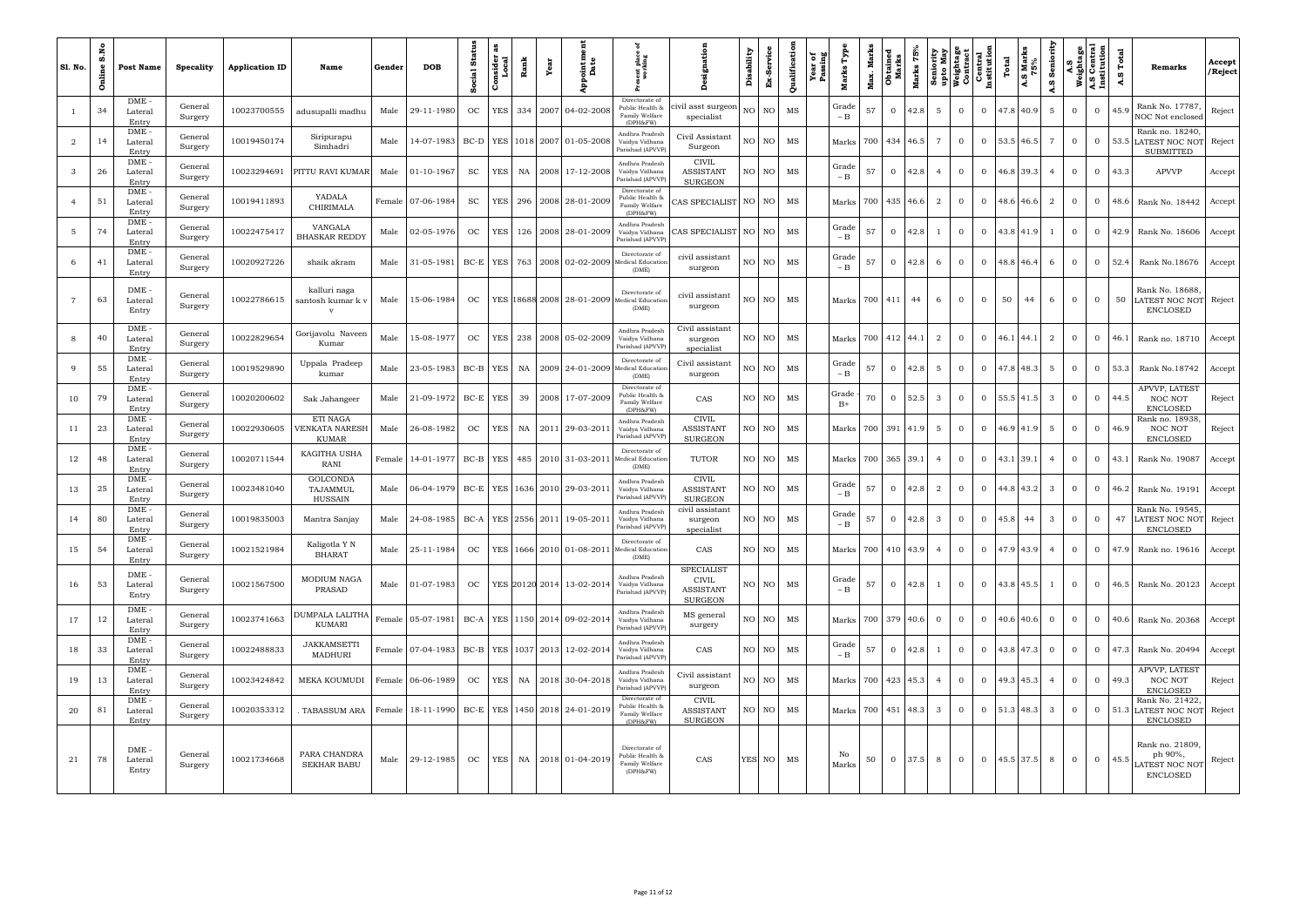| Sl. No. | Online S.No | Post Name | Specality | Application ID | Name | Gender | DOB | Social Status | Consider as Local | Rank | Year | Appointment Date | Present place of working | Designation | Disability | Ex-Service | Qualification | Year of Passing | Marks Type | Max. Marks | Obtained Marks | Marks 75% | Seniority upto May | Weightage Contract | Central Institution | Total | A.S Marks 75% | A.S Seniority | A.S Weightage | A.S Central Institution | A.S Total | Remarks | Accept /Reject |
|---|---|---|---|---|---|---|---|---|---|---|---|---|---|---|---|---|---|---|---|---|---|---|---|---|---|---|---|---|---|---|---|---|---|
| 1 | 34 | DME - Lateral Entry | General Surgery | 10023700555 | adusupalli madhu | Male | 29-11-1980 | OC | YES | 334 | 2007 | 04-02-2008 | Directorate of Public Health & Family Welfare (DPH&FW) | civil asst surgeon specialist | NO | NO | MS | | Grade – B | 57 | 0 | 42.8 | 5 | 0 | 0 | 47.8 | 40.9 | 5 | 0 | 0 | 45.9 | Rank No. 17787, NOC Not enclosed | Reject |
| 2 | 14 | DME - Lateral Entry | General Surgery | 10019450174 | Siripurapu Simhadri | Male | 14-07-1983 | BC-D | YES | 1018 | 2007 | 01-05-2008 | Andhra Pradesh Vaidya Vidhana Parishad (APVVP) | Civil Assistant Surgeon | NO | NO | MS | | Marks | 700 | 434 | 46.5 | 7 | 0 | 0 | 53.5 | 46.5 | 7 | 0 | 0 | 53.5 | Rank no. 18240, LATEST NOC NOT SUBMITTED | Reject |
| 3 | 26 | DME - Lateral Entry | General Surgery | 10023294691 | PITTU RAVI KUMAR | Male | 01-10-1967 | SC | YES | NA | 2008 | 17-12-2008 | Andhra Pradesh Vaidya Vidhana Parishad (APVVP) | CIVIL ASSISTANT SURGEON | NO | NO | MS | | Grade – B | 57 | 0 | 42.8 | 4 | 0 | 0 | 46.8 | 39.3 | 4 | 0 | 0 | 43.3 | APVVP | Accept |
| 4 | 51 | DME - Lateral Entry | General Surgery | 10019411893 | YADALA CHIRIMALA | Female | 07-06-1984 | SC | YES | 296 | 2008 | 28-01-2009 | Directorate of Public Health & Family Welfare (DPH&FW) | CAS SPECIALIST | NO | NO | MS | | Marks | 700 | 435 | 46.6 | 2 | 0 | 0 | 48.6 | 46.6 | 2 | 0 | 0 | 48.6 | Rank No. 18442 | Accept |
| 5 | 74 | DME - Lateral Entry | General Surgery | 10022475417 | VANGALA BHASKAR REDDY | Male | 02-05-1976 | OC | YES | 126 | 2008 | 28-01-2009 | Andhra Pradesh Vaidya Vidhana Parishad (APVVP) | CAS SPECIALIST | NO | NO | MS | | Grade – B | 57 | 0 | 42.8 | 1 | 0 | 0 | 43.8 | 41.9 | 1 | 0 | 0 | 42.9 | Rank No. 18606 | Accept |
| 6 | 41 | DME - Lateral Entry | General Surgery | 10020927226 | shaik akram | Male | 31-05-1981 | BC-E | YES | 763 | 2008 | 02-02-2009 | Directorate of Medical Education (DME) | civil assistant surgeon | NO | NO | MS | | Grade – B | 57 | 0 | 42.8 | 6 | 0 | 0 | 48.8 | 46.4 | 6 | 0 | 0 | 52.4 | Rank No.18676 | Accept |
| 7 | 63 | DME - Lateral Entry | General Surgery | 10022786615 | kalluri naga santosh kumar k v | Male | 15-06-1984 | OC | YES | 18688 | 2008 | 28-01-2009 | Directorate of Medical Education (DME) | civil assistant surgeon | NO | NO | MS | | Marks | 700 | 411 | 44 | 6 | 0 | 0 | 50 | 44 | 6 | 0 | 0 | 50 | Rank No. 18688, LATEST NOC NOT ENCLOSED | Reject |
| 8 | 40 | DME - Lateral Entry | General Surgery | 10022829654 | Gorijavolu Naveen Kumar | Male | 15-08-1977 | OC | YES | 238 | 2008 | 05-02-2009 | Andhra Pradesh Vaidya Vidhana Parishad (APVVP) | Civil assistant surgeon specialist | NO | NO | MS | | Marks | 700 | 412 | 44.1 | 2 | 0 | 0 | 46.1 | 44.1 | 2 | 0 | 0 | 46.1 | Rank no. 18710 | Accept |
| 9 | 55 | DME - Lateral Entry | General Surgery | 10019529890 | Uppala Pradeep kumar | Male | 23-05-1983 | BC-B | YES | NA | 2009 | 24-01-2009 | Directorate of Medical Education (DME) | Civil assistant surgeon | NO | NO | MS | | Grade – B | 57 | 0 | 42.8 | 5 | 0 | 0 | 47.8 | 48.3 | 5 | 0 | 0 | 53.3 | Rank No.18742 | Accept |
| 10 | 79 | DME - Lateral Entry | General Surgery | 10020200602 | Sak Jahangeer | Male | 21-09-1972 | BC-E | YES | 39 | 2008 | 17-07-2009 | Directorate of Public Health & Family Welfare (DPH&FW) | CAS | NO | NO | MS | | Grade – B+ | 70 | 0 | 52.5 | 3 | 0 | 0 | 55.5 | 41.5 | 3 | 0 | 0 | 44.5 | APVVP, LATEST NOC NOT ENCLOSED | Reject |
| 11 | 23 | DME - Lateral Entry | General Surgery | 10022930605 | ETI NAGA VENKATA NARESH KUMAR | Male | 26-08-1982 | OC | YES | NA | 2011 | 29-03-2011 | Andhra Pradesh Vaidya Vidhana Parishad (APVVP) | CIVIL ASSISTANT SURGEON | NO | NO | MS | | Marks | 700 | 391 | 41.9 | 5 | 0 | 0 | 46.9 | 41.9 | 5 | 0 | 0 | 46.9 | Rank no. 18938, NOC NOT ENCLOSED | Reject |
| 12 | 48 | DME - Lateral Entry | General Surgery | 10020711544 | KAGITHA USHA RANI | Female | 14-01-1977 | BC-B | YES | 485 | 2010 | 31-03-2011 | Directorate of Medical Education (DME) | TUTOR | NO | NO | MS | | Marks | 700 | 365 | 39.1 | 4 | 0 | 0 | 43.1 | 39.1 | 4 | 0 | 0 | 43.1 | Rank No. 19087 | Accept |
| 13 | 25 | DME - Lateral Entry | General Surgery | 10023481040 | GOLCONDA TAJAMMUL HUSSAIN | Male | 06-04-1979 | BC-E | YES | 1636 | 2010 | 29-03-2011 | Andhra Pradesh Vaidya Vidhana Parishad (APVVP) | CIVIL ASSISTANT SURGEON | NO | NO | MS | | Grade – B | 57 | 0 | 42.8 | 2 | 0 | 0 | 44.8 | 43.2 | 3 | 0 | 0 | 46.2 | Rank No. 19191 | Accept |
| 14 | 80 | DME - Lateral Entry | General Surgery | 10019835003 | Mantra Sanjay | Male | 24-08-1985 | BC-A | YES | 2556 | 2011 | 19-05-2011 | Andhra Pradesh Vaidya Vidhana Parishad (APVVP) | civil assistant surgeon specialist | NO | NO | MS | | Grade – B | 57 | 0 | 42.8 | 3 | 0 | 0 | 45.8 | 44 | 3 | 0 | 0 | 47 | Rank No. 19545, LATEST NOC NOT ENCLOSED | Reject |
| 15 | 54 | DME - Lateral Entry | General Surgery | 10021521984 | Kaligotla Y N BHARAT | Male | 25-11-1984 | OC | YES | 1666 | 2010 | 01-08-2011 | Directorate of Medical Education (DME) | CAS | NO | NO | MS | | Marks | 700 | 410 | 43.9 | 4 | 0 | 0 | 47.9 | 43.9 | 4 | 0 | 0 | 47.9 | Rank no. 19616 | Accept |
| 16 | 53 | DME - Lateral Entry | General Surgery | 10021567500 | MODIUM NAGA PRASAD | Male | 01-07-1983 | OC | YES | 20120 | 2014 | 13-02-2014 | Andhra Pradesh Vaidya Vidhana Parishad (APVVP) | SPECIALIST CIVIL ASSISTANT SURGEON | NO | NO | MS | | Grade – B | 57 | 0 | 42.8 | 1 | 0 | 0 | 43.8 | 45.5 | 1 | 0 | 0 | 46.5 | Rank No. 20123 | Accept |
| 17 | 12 | DME - Lateral Entry | General Surgery | 10023741663 | DUMPALA LALITHA KUMARI | Female | 05-07-1981 | BC-A | YES | 1150 | 2014 | 09-02-2014 | Andhra Pradesh Vaidya Vidhana Parishad (APVVP) | MS general surgery | NO | NO | MS | | Marks | 700 | 379 | 40.6 | 0 | 0 | 0 | 40.6 | 40.6 | 0 | 0 | 0 | 40.6 | Rank No. 20368 | Accept |
| 18 | 33 | DME - Lateral Entry | General Surgery | 10022488833 | JAKKAMSETTI MADHURI | Female | 07-04-1983 | BC-B | YES | 1037 | 2013 | 12-02-2014 | Andhra Pradesh Vaidya Vidhana Parishad (APVVP) | CAS | NO | NO | MS | | Grade – B | 57 | 0 | 42.8 | 1 | 0 | 0 | 43.8 | 47.3 | 0 | 0 | 0 | 47.3 | Rank No. 20494 | Accept |
| 19 | 13 | DME - Lateral Entry | General Surgery | 10023424842 | MEKA KOUMUDI | Female | 06-06-1989 | OC | YES | NA | 2018 | 30-04-2018 | Andhra Pradesh Vaidya Vidhana Parishad (APVVP) | Civil assistant surgeon | NO | NO | MS | | Marks | 700 | 423 | 45.3 | 4 | 0 | 0 | 49.3 | 45.3 | 4 | 0 | 0 | 49.3 | APVVP, LATEST NOC NOT ENCLOSED | Reject |
| 20 | 81 | DME - Lateral Entry | General Surgery | 10020353312 | . TABASSUM ARA | Female | 18-11-1990 | BC-E | YES | 1450 | 2018 | 24-01-2019 | Directorate of Public Health & Family Welfare (DPH&FW) | CIVIL ASSISTANT SURGEON | NO | NO | MS | | Marks | 700 | 451 | 48.3 | 3 | 0 | 0 | 51.3 | 48.3 | 3 | 0 | 0 | 51.3 | Rank No. 21422, LATEST NOC NOT ENCLOSED | Reject |
| 21 | 78 | DME - Lateral Entry | General Surgery | 10021734668 | PARA CHANDRA SEKHAR BABU | Male | 29-12-1985 | OC | YES | NA | 2018 | 01-04-2019 | Directorate of Public Health & Family Welfare (DPH&FW) | CAS | YES | NO | MS | | No Marks | 50 | 0 | 37.5 | 8 | 0 | 0 | 45.5 | 37.5 | 8 | 0 | 0 | 45.5 | Rank no. 21809, ph 90%, LATEST NOC NOT ENCLOSED | Reject |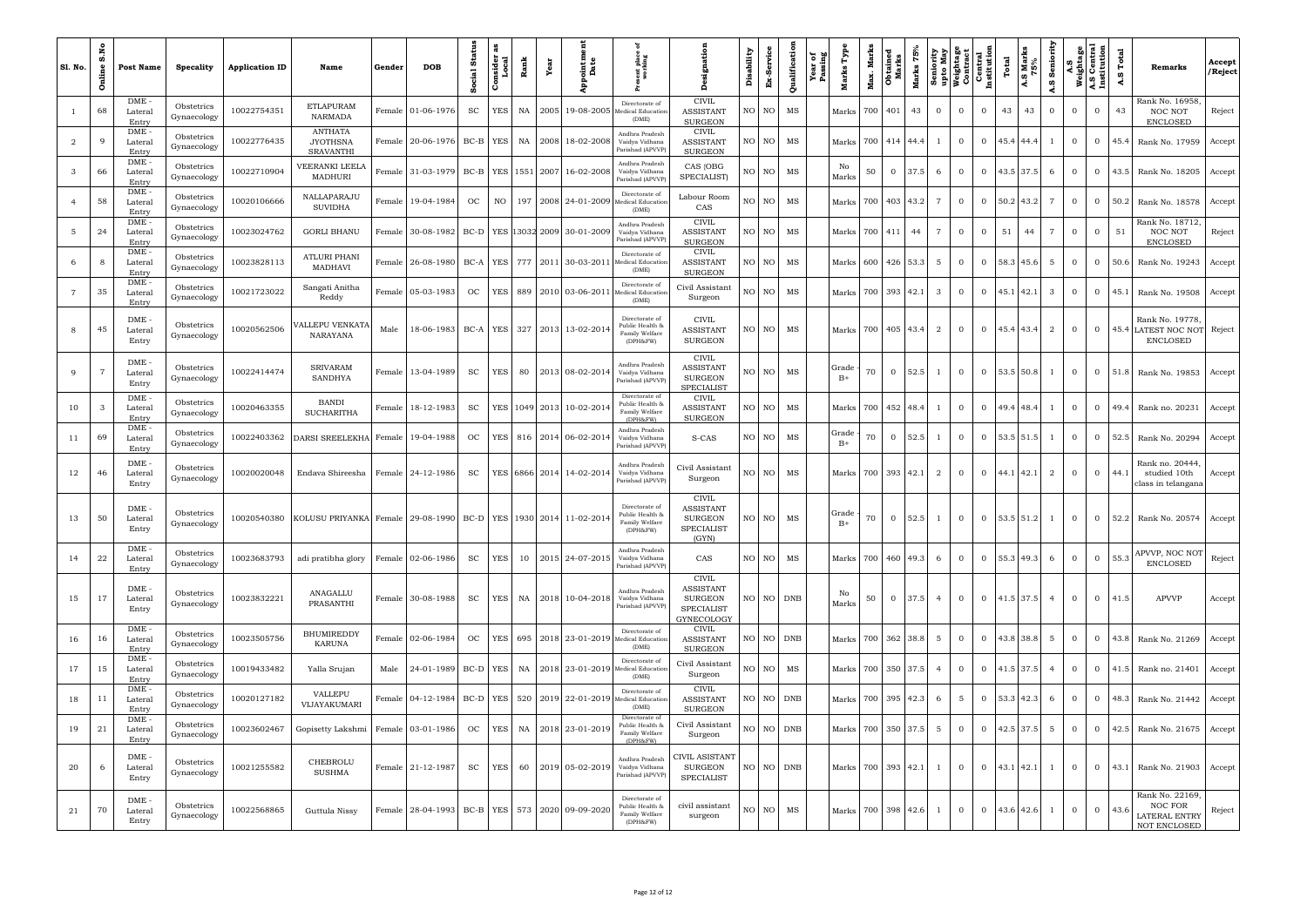| Sl. No. | Online S.No | Post Name | Specality | Application ID | Name | Gender | DOB | Social Status | Consider as Local | Rank | Year | Appointment Date | Present place of working | Designation | Disability | Ex-Service | Qualification | Year of Passing | Marks Type | Max. Marks | Obtained Marks | Marks 75% | Seniority upto May | Weightage Contract | Central Institution | Total | A.S Marks 75% | A.S Seniority | A.S Weightage | A.S Central Institution | A.S Total | Remarks | Accept /Reject |
|---|---|---|---|---|---|---|---|---|---|---|---|---|---|---|---|---|---|---|---|---|---|---|---|---|---|---|---|---|---|---|---|---|---|
| 1 | 68 | DME - Lateral Entry | Obstetrics Gynaecology | 10022754351 | ETLAPURAM NARMADA | Female | 01-06-1976 | SC | YES | NA | 2005 | 19-08-2005 | Directorate of Medical Education (DME) | CIVIL ASSISTANT SURGEON | NO | NO | MS | | Marks | 700 | 401 | 43 | 0 | 0 | 0 | 43 | 43 | 0 | 0 | 0 | 43 | Rank No. 16958, NOC NOT ENCLOSED | Reject |
| 2 | 9 | DME - Lateral Entry | Obstetrics Gynaecology | 10022776435 | ANTHATA JYOTHSNA SRAVANTHI | Female | 20-06-1976 | BC-B | YES | NA | 2008 | 18-02-2008 | Andhra Pradesh Vaidya Vidhana Parishad (APVVP) | CIVIL ASSISTANT SURGEON | NO | NO | MS | | Marks | 700 | 414 | 44.4 | 1 | 0 | 0 | 45.4 | 44.4 | 1 | 0 | 0 | 45.4 | Rank No. 17959 | Accept |
| 3 | 66 | DME - Lateral Entry | Obstetrics Gynaecology | 10022710904 | VEERANKI LEELA MADHURI | Female | 31-03-1979 | BC-B | YES | 1551 | 2007 | 16-02-2008 | Andhra Pradesh Vaidya Vidhana Parishad (APVVP) | CAS (OBG SPECIALIST) | NO | NO | MS | | No Marks | 50 | 0 | 37.5 | 6 | 0 | 0 | 43.5 | 37.5 | 6 | 0 | 0 | 43.5 | Rank No. 18205 | Accept |
| 4 | 58 | DME - Lateral Entry | Obstetrics Gynaecology | 10020106666 | NALLAPARAJU SUVIDHA | Female | 19-04-1984 | OC | NO | 197 | 2008 | 24-01-2009 | Directorate of Medical Education (DME) | Labour Room CAS | NO | NO | MS | | Marks | 700 | 403 | 43.2 | 7 | 0 | 0 | 50.2 | 43.2 | 7 | 0 | 0 | 50.2 | Rank No. 18578 | Accept |
| 5 | 24 | DME - Lateral Entry | Obstetrics Gynaecology | 10023024762 | GORLI BHANU | Female | 30-08-1982 | BC-D | YES | 13032 | 2009 | 30-01-2009 | Andhra Pradesh Vaidya Vidhana Parishad (APVVP) | CIVIL ASSISTANT SURGEON | NO | NO | MS | | Marks | 700 | 411 | 44 | 7 | 0 | 0 | 51 | 44 | 7 | 0 | 0 | 51 | Rank No. 18712, NOC NOT ENCLOSED | Reject |
| 6 | 8 | DME - Lateral Entry | Obstetrics Gynaecology | 10023828113 | ATLURI PHANI MADHAVI | Female | 26-08-1980 | BC-A | YES | 777 | 2011 | 30-03-2011 | Directorate of Medical Education (DME) | CIVIL ASSISTANT SURGEON | NO | NO | MS | | Marks | 600 | 426 | 53.3 | 5 | 0 | 0 | 58.3 | 45.6 | 5 | 0 | 0 | 50.6 | Rank No. 19243 | Accept |
| 7 | 35 | DME - Lateral Entry | Obstetrics Gynaecology | 10021723022 | Sangati Anitha Reddy | Female | 05-03-1983 | OC | YES | 889 | 2010 | 03-06-2011 | Directorate of Medical Education (DME) | Civil Assistant Surgeon | NO | NO | MS | | Marks | 700 | 393 | 42.1 | 3 | 0 | 0 | 45.1 | 42.1 | 3 | 0 | 0 | 45.1 | Rank No. 19508 | Accept |
| 8 | 45 | DME - Lateral Entry | Obstetrics Gynaecology | 10020562506 | VALLEPU VENKATA NARAYANA | Male | 18-06-1983 | BC-A | YES | 327 | 2013 | 13-02-2014 | Directorate of Public Health & Family Welfare (DPH&FW) | CIVIL ASSISTANT SURGEON | NO | NO | MS | | Marks | 700 | 405 | 43.4 | 2 | 0 | 0 | 45.4 | 43.4 | 2 | 0 | 0 | 45.4 | Rank No. 19778, LATEST NOC NOT ENCLOSED | Reject |
| 9 | 7 | DME - Lateral Entry | Obstetrics Gynaecology | 10022414474 | SRIVARAM SANDHYA | Female | 13-04-1989 | SC | YES | 80 | 2013 | 08-02-2014 | Andhra Pradesh Vaidya Vidhana Parishad (APVVP) | CIVIL ASSISTANT SURGEON SPECIALIST | NO | NO | MS | | Grade - B+ | 70 | 0 | 52.5 | 1 | 0 | 0 | 53.5 | 50.8 | 1 | 0 | 0 | 51.8 | Rank No. 19853 | Accept |
| 10 | 3 | DME - Lateral Entry | Obstetrics Gynaecology | 10020463355 | BANDI SUCHARITHA | Female | 18-12-1983 | SC | YES | 1049 | 2013 | 10-02-2014 | Directorate of Public Health & Family Welfare (DPH&FW) | CIVIL ASSISTANT SURGEON | NO | NO | MS | | Marks | 700 | 452 | 48.4 | 1 | 0 | 0 | 49.4 | 48.4 | 1 | 0 | 0 | 49.4 | Rank no. 20231 | Accept |
| 11 | 69 | DME - Lateral Entry | Obstetrics Gynaecology | 10022403362 | DARSI SREELEKHA | Female | 19-04-1988 | OC | YES | 816 | 2014 | 06-02-2014 | Andhra Pradesh Vaidya Vidhana Parishad (APVVP) | S-CAS | NO | NO | MS | | Grade - B+ | 70 | 0 | 52.5 | 1 | 0 | 0 | 53.5 | 51.5 | 1 | 0 | 0 | 52.5 | Rank No. 20294 | Accept |
| 12 | 46 | DME - Lateral Entry | Obstetrics Gynaecology | 10020020048 | Endava Shireesha | Female | 24-12-1986 | SC | YES | 6866 | 2014 | 14-02-2014 | Andhra Pradesh Vaidya Vidhana Parishad (APVVP) | Civil Assistant Surgeon | NO | NO | MS | | Marks | 700 | 393 | 42.1 | 2 | 0 | 0 | 44.1 | 42.1 | 2 | 0 | 0 | 44.1 | Rank no. 20444, studied 10th class in telangana | Accept |
| 13 | 50 | DME - Lateral Entry | Obstetrics Gynaecology | 10020540380 | KOLUSU PRIYANKA | Female | 29-08-1990 | BC-D | YES | 1930 | 2014 | 11-02-2014 | Directorate of Public Health & Family Welfare (DPH&FW) | CIVIL ASSISTANT SURGEON SPECIALIST (GYN) | NO | NO | MS | | Grade - B+ | 70 | 0 | 52.5 | 1 | 0 | 0 | 53.5 | 51.2 | 1 | 0 | 0 | 52.2 | Rank No. 20574 | Accept |
| 14 | 22 | DME - Lateral Entry | Obstetrics Gynaecology | 10023683793 | adi pratibha glory | Female | 02-06-1986 | SC | YES | 10 | 2015 | 24-07-2015 | Andhra Pradesh Vaidya Vidhana Parishad (APVVP) | CAS | NO | NO | MS | | Marks | 700 | 460 | 49.3 | 6 | 0 | 0 | 55.3 | 49.3 | 6 | 0 | 0 | 55.3 | APVVP, NOC NOT ENCLOSED | Reject |
| 15 | 17 | DME - Lateral Entry | Obstetrics Gynaecology | 10023832221 | ANAGALLU PRASANTHI | Female | 30-08-1988 | SC | YES | NA | 2018 | 10-04-2018 | Andhra Pradesh Vaidya Vidhana Parishad (APVVP) | CIVIL ASSISTANT SURGEON SPECIALIST GYNECOLOGY | NO | NO | DNB | | No Marks | 50 | 0 | 37.5 | 4 | 0 | 0 | 41.5 | 37.5 | 4 | 0 | 0 | 41.5 | APVVP | Accept |
| 16 | 16 | DME - Lateral Entry | Obstetrics Gynaecology | 10023505756 | BHUMIREDDY KARUNA | Female | 02-06-1984 | OC | YES | 695 | 2018 | 23-01-2019 | Directorate of Medical Education (DME) | CIVIL ASSISTANT SURGEON | NO | NO | DNB | | Marks | 700 | 362 | 38.8 | 5 | 0 | 0 | 43.8 | 38.8 | 5 | 0 | 0 | 43.8 | Rank No. 21269 | Accept |
| 17 | 15 | DME - Lateral Entry | Obstetrics Gynaecology | 10019433482 | Yalla Srujan | Male | 24-01-1989 | BC-D | YES | NA | 2018 | 23-01-2019 | Directorate of Medical Education (DME) | Civil Assistant Surgeon | NO | NO | MS | | Marks | 700 | 350 | 37.5 | 4 | 0 | 0 | 41.5 | 37.5 | 4 | 0 | 0 | 41.5 | Rank no. 21401 | Accept |
| 18 | 11 | DME - Lateral Entry | Obstetrics Gynaecology | 10020127182 | VALLEPU VIJAYAKUMARI | Female | 04-12-1984 | BC-D | YES | 520 | 2019 | 22-01-2019 | Directorate of Medical Education (DME) | CIVIL ASSISTANT SURGEON | NO | NO | DNB | | Marks | 700 | 395 | 42.3 | 6 | 5 | 0 | 53.3 | 42.3 | 6 | 0 | 0 | 48.3 | Rank No. 21442 | Accept |
| 19 | 21 | DME - Lateral Entry | Obstetrics Gynaecology | 10023602467 | Gopisetty Lakshmi | Female | 03-01-1986 | OC | YES | NA | 2018 | 23-01-2019 | Directorate of Public Health & Family Welfare (DPH&FW) | Civil Assistant Surgeon | NO | NO | DNB | | Marks | 700 | 350 | 37.5 | 5 | 0 | 0 | 42.5 | 37.5 | 5 | 0 | 0 | 42.5 | Rank No. 21675 | Accept |
| 20 | 6 | DME - Lateral Entry | Obstetrics Gynaecology | 10021255582 | CHEBROLU SUSHMA | Female | 21-12-1987 | SC | YES | 60 | 2019 | 05-02-2019 | Andhra Pradesh Vaidya Vidhana Parishad (APVVP) | CIVIL ASISTANT SURGEON SPECIALIST | NO | NO | DNB | | Marks | 700 | 393 | 42.1 | 1 | 0 | 0 | 43.1 | 42.1 | 1 | 0 | 0 | 43.1 | Rank No. 21903 | Accept |
| 21 | 70 | DME - Lateral Entry | Obstetrics Gynaecology | 10022568865 | Guttula Nissy | Female | 28-04-1993 | BC-B | YES | 573 | 2020 | 09-09-2020 | Directorate of Public Health & Family Welfare (DPH&FW) | civil assistant surgeon | NO | NO | MS | | Marks | 700 | 398 | 42.6 | 1 | 0 | 0 | 43.6 | 42.6 | 1 | 0 | 0 | 43.6 | Rank No. 22169, NOC FOR LATERAL ENTRY NOT ENCLOSED | Reject |